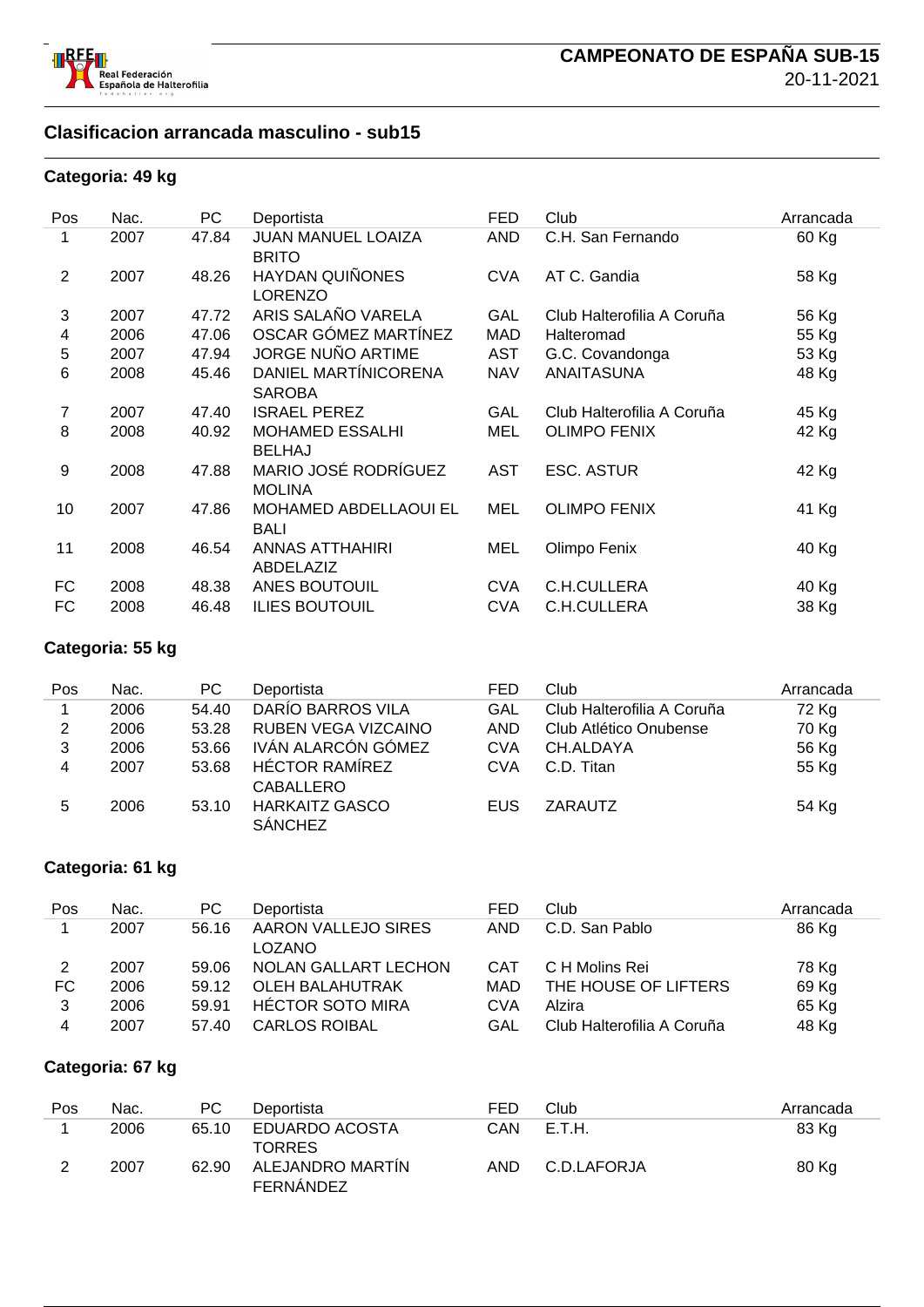## CAMPEONATO DE ESPAÑA SUB-15

20-11-2021

### Clasificacion arrancada masculino - sub15

#### Categoria: 49 kg

| Pos | Nac. | PC | Deportista | FED | Club | Arrancada |
|---|---|---|---|---|---|---|
| 1 | 2007 | 47.84 | JUAN MANUEL LOAIZA BRITO | AND | C.H. San Fernando | 60 Kg |
| 2 | 2007 | 48.26 | HAYDAN QUIÑONES LORENZO | CVA | AT C. Gandia | 58 Kg |
| 3 | 2007 | 47.72 | ARIS SALAÑO VARELA | GAL | Club Halterofilia A Coruña | 56 Kg |
| 4 | 2006 | 47.06 | OSCAR GÓMEZ MARTÍNEZ | MAD | Halteromad | 55 Kg |
| 5 | 2007 | 47.94 | JORGE NUÑO ARTIME | AST | G.C. Covandonga | 53 Kg |
| 6 | 2008 | 45.46 | DANIEL MARTÍNICORENA SAROBA | NAV | ANAITASUNA | 48 Kg |
| 7 | 2007 | 47.40 | ISRAEL PEREZ | GAL | Club Halterofilia A Coruña | 45 Kg |
| 8 | 2008 | 40.92 | MOHAMED ESSALHI BELHAJ | MEL | OLIMPO FENIX | 42 Kg |
| 9 | 2008 | 47.88 | MARIO JOSÉ RODRÍGUEZ MOLINA | AST | ESC. ASTUR | 42 Kg |
| 10 | 2007 | 47.86 | MOHAMED ABDELLAOUI EL BALI | MEL | OLIMPO FENIX | 41 Kg |
| 11 | 2008 | 46.54 | ANNAS ATTHAHIRI ABDELAZIZ | MEL | Olimpo Fenix | 40 Kg |
| FC | 2008 | 48.38 | ANES BOUTOUIL | CVA | C.H.CULLERA | 40 Kg |
| FC | 2008 | 46.48 | ILIES BOUTOUIL | CVA | C.H.CULLERA | 38 Kg |

#### Categoria: 55 kg

| Pos | Nac. | PC | Deportista | FED | Club | Arrancada |
|---|---|---|---|---|---|---|
| 1 | 2006 | 54.40 | DARÍO BARROS VILA | GAL | Club Halterofilia A Coruña | 72 Kg |
| 2 | 2006 | 53.28 | RUBEN VEGA VIZCAINO | AND | Club Atlético Onubense | 70 Kg |
| 3 | 2006 | 53.66 | IVÁN ALARCÓN GÓMEZ | CVA | CH.ALDAYA | 56 Kg |
| 4 | 2007 | 53.68 | HÉCTOR RAMÍREZ CABALLERO | CVA | C.D. Titan | 55 Kg |
| 5 | 2006 | 53.10 | HARKAITZ GASCO SÁNCHEZ | EUS | ZARAUTZ | 54 Kg |

#### Categoria: 61 kg

| Pos | Nac. | PC | Deportista | FED | Club | Arrancada |
|---|---|---|---|---|---|---|
| 1 | 2007 | 56.16 | AARON VALLEJO SIRES LOZANO | AND | C.D. San Pablo | 86 Kg |
| 2 | 2007 | 59.06 | NOLAN GALLART LECHON | CAT | C H Molins Rei | 78 Kg |
| FC | 2006 | 59.12 | OLEH BALAHUTRAK | MAD | THE HOUSE OF LIFTERS | 69 Kg |
| 3 | 2006 | 59.91 | HÉCTOR SOTO MIRA | CVA | Alzira | 65 Kg |
| 4 | 2007 | 57.40 | CARLOS ROIBAL | GAL | Club Halterofilia A Coruña | 48 Kg |

#### Categoria: 67 kg

| Pos | Nac. | PC | Deportista | FED | Club | Arrancada |
|---|---|---|---|---|---|---|
| 1 | 2006 | 65.10 | EDUARDO ACOSTA TORRES | CAN | E.T.H. | 83 Kg |
| 2 | 2007 | 62.90 | ALEJANDRO MARTÍN FERNÁNDEZ | AND | C.D.LAFORJA | 80 Kg |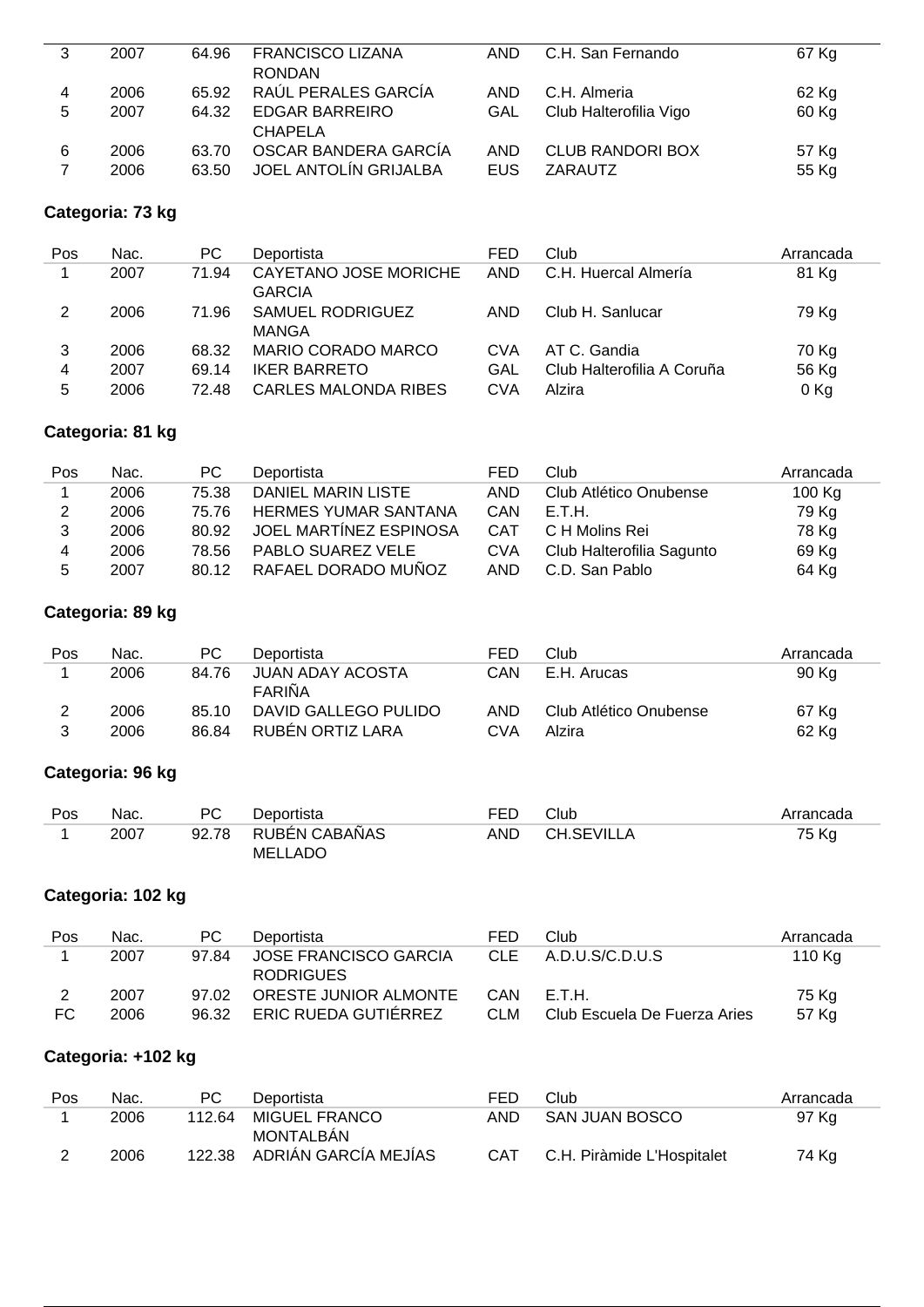| Pos | Nac. | PC | Deportista | FED | Club | Arrancada |
|---|---|---|---|---|---|---|
| 3 | 2007 | 64.96 | FRANCISCO LIZANA RONDAN | AND | C.H. San Fernando | 67 Kg |
| 4 | 2006 | 65.92 | RAÚL PERALES GARCÍA | AND | C.H. Almeria | 62 Kg |
| 5 | 2007 | 64.32 | EDGAR BARREIRO CHAPELA | GAL | Club Halterofilia Vigo | 60 Kg |
| 6 | 2006 | 63.70 | OSCAR BANDERA GARCÍA | AND | CLUB RANDORI BOX | 57 Kg |
| 7 | 2006 | 63.50 | JOEL ANTOLÍN GRIJALBA | EUS | ZARAUTZ | 55 Kg |

### Categoria: 73 kg

| Pos | Nac. | PC | Deportista | FED | Club | Arrancada |
|---|---|---|---|---|---|---|
| 1 | 2007 | 71.94 | CAYETANO JOSE MORICHE GARCIA | AND | C.H. Huercal Almería | 81 Kg |
| 2 | 2006 | 71.96 | SAMUEL RODRIGUEZ MANGA | AND | Club H. Sanlucar | 79 Kg |
| 3 | 2006 | 68.32 | MARIO CORADO MARCO | CVA | AT C. Gandia | 70 Kg |
| 4 | 2007 | 69.14 | IKER BARRETO | GAL | Club Halterofilia A Coruña | 56 Kg |
| 5 | 2006 | 72.48 | CARLES MALONDA RIBES | CVA | Alzira | 0 Kg |

### Categoria: 81 kg

| Pos | Nac. | PC | Deportista | FED | Club | Arrancada |
|---|---|---|---|---|---|---|
| 1 | 2006 | 75.38 | DANIEL MARIN LISTE | AND | Club Atlético Onubense | 100 Kg |
| 2 | 2006 | 75.76 | HERMES YUMAR SANTANA | CAN | E.T.H. | 79 Kg |
| 3 | 2006 | 80.92 | JOEL MARTÍNEZ ESPINOSA | CAT | C H Molins Rei | 78 Kg |
| 4 | 2006 | 78.56 | PABLO SUAREZ VELE | CVA | Club Halterofilia Sagunto | 69 Kg |
| 5 | 2007 | 80.12 | RAFAEL DORADO MUÑOZ | AND | C.D. San Pablo | 64 Kg |

### Categoria: 89 kg

| Pos | Nac. | PC | Deportista | FED | Club | Arrancada |
|---|---|---|---|---|---|---|
| 1 | 2006 | 84.76 | JUAN ADAY ACOSTA FARIÑA | CAN | E.H. Arucas | 90 Kg |
| 2 | 2006 | 85.10 | DAVID GALLEGO PULIDO | AND | Club Atlético Onubense | 67 Kg |
| 3 | 2006 | 86.84 | RUBÉN ORTIZ LARA | CVA | Alzira | 62 Kg |

### Categoria: 96 kg

| Pos | Nac. | PC | Deportista | FED | Club | Arrancada |
|---|---|---|---|---|---|---|
| 1 | 2007 | 92.78 | RUBÉN CABAÑAS MELLADO | AND | CH.SEVILLA | 75 Kg |

### Categoria: 102 kg

| Pos | Nac. | PC | Deportista | FED | Club | Arrancada |
|---|---|---|---|---|---|---|
| 1 | 2007 | 97.84 | JOSE FRANCISCO GARCIA RODRIGUES | CLE | A.D.U.S/C.D.U.S | 110 Kg |
| 2 | 2007 | 97.02 | ORESTE JUNIOR ALMONTE | CAN | E.T.H. | 75 Kg |
| FC | 2006 | 96.32 | ERIC RUEDA GUTIÉRREZ | CLM | Club Escuela De Fuerza Aries | 57 Kg |

### Categoria: +102 kg

| Pos | Nac. | PC | Deportista | FED | Club | Arrancada |
|---|---|---|---|---|---|---|
| 1 | 2006 | 112.64 | MIGUEL FRANCO MONTALBÁN | AND | SAN JUAN BOSCO | 97 Kg |
| 2 | 2006 | 122.38 | ADRIÁN GARCÍA MEJÍAS | CAT | C.H. Piràmide L'Hospitalet | 74 Kg |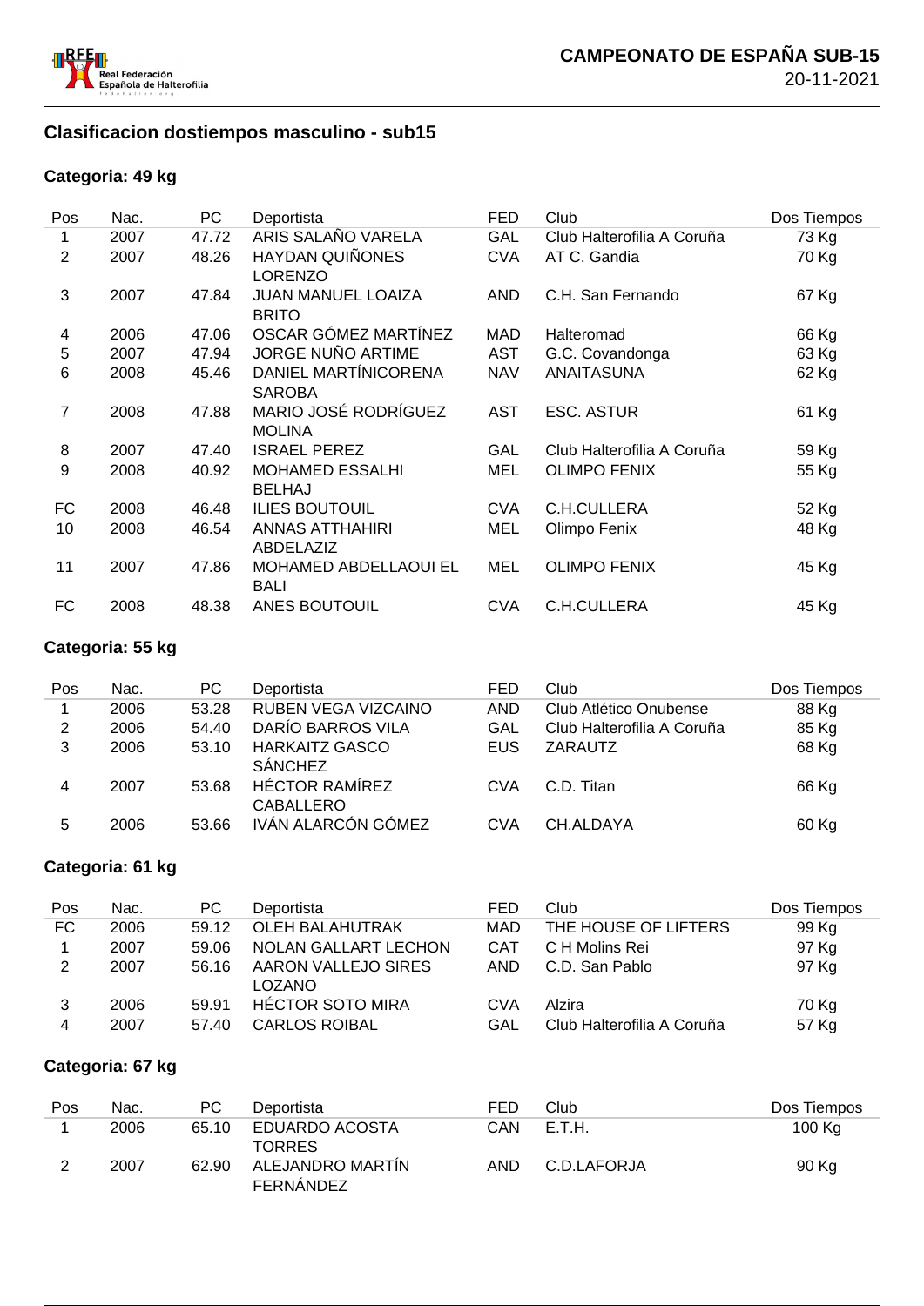## CAMPEONATO DE ESPAÑA SUB-15

20-11-2021

### Clasificacion dostiempos masculino - sub15

#### Categoria: 49 kg

| Pos | Nac. | PC | Deportista | FED | Club | Dos Tiempos |
|---|---|---|---|---|---|---|
| 1 | 2007 | 47.72 | ARIS SALAÑO VARELA | GAL | Club Halterofilia A Coruña | 73 Kg |
| 2 | 2007 | 48.26 | HAYDAN QUIÑONES LORENZO | CVA | AT C. Gandia | 70 Kg |
| 3 | 2007 | 47.84 | JUAN MANUEL LOAIZA BRITO | AND | C.H. San Fernando | 67 Kg |
| 4 | 2006 | 47.06 | OSCAR GÓMEZ MARTÍNEZ | MAD | Halteromad | 66 Kg |
| 5 | 2007 | 47.94 | JORGE NUÑO ARTIME | AST | G.C. Covandonga | 63 Kg |
| 6 | 2008 | 45.46 | DANIEL MARTÍNICORENA SAROBA | NAV | ANAITASUNA | 62 Kg |
| 7 | 2008 | 47.88 | MARIO JOSÉ RODRÍGUEZ MOLINA | AST | ESC. ASTUR | 61 Kg |
| 8 | 2007 | 47.40 | ISRAEL PEREZ | GAL | Club Halterofilia A Coruña | 59 Kg |
| 9 | 2008 | 40.92 | MOHAMED ESSALHI BELHAJ | MEL | OLIMPO FENIX | 55 Kg |
| FC | 2008 | 46.48 | ILIES BOUTOUIL | CVA | C.H.CULLERA | 52 Kg |
| 10 | 2008 | 46.54 | ANNAS ATTHAHIRI ABDELAZIZ | MEL | Olimpo Fenix | 48 Kg |
| 11 | 2007 | 47.86 | MOHAMED ABDELLAOUI EL BALI | MEL | OLIMPO FENIX | 45 Kg |
| FC | 2008 | 48.38 | ANES BOUTOUIL | CVA | C.H.CULLERA | 45 Kg |

#### Categoria: 55 kg

| Pos | Nac. | PC | Deportista | FED | Club | Dos Tiempos |
|---|---|---|---|---|---|---|
| 1 | 2006 | 53.28 | RUBEN VEGA VIZCAINO | AND | Club Atlético Onubense | 88 Kg |
| 2 | 2006 | 54.40 | DARÍO BARROS VILA | GAL | Club Halterofilia A Coruña | 85 Kg |
| 3 | 2006 | 53.10 | HARKAITZ GASCO SÁNCHEZ | EUS | ZARAUTZ | 68 Kg |
| 4 | 2007 | 53.68 | HÉCTOR RAMÍREZ CABALLERO | CVA | C.D. Titan | 66 Kg |
| 5 | 2006 | 53.66 | IVÁN ALARCÓN GÓMEZ | CVA | CH.ALDAYA | 60 Kg |

#### Categoria: 61 kg

| Pos | Nac. | PC | Deportista | FED | Club | Dos Tiempos |
|---|---|---|---|---|---|---|
| FC | 2006 | 59.12 | OLEH BALAHUTRAK | MAD | THE HOUSE OF LIFTERS | 99 Kg |
| 1 | 2007 | 59.06 | NOLAN GALLART LECHON | CAT | C H Molins Rei | 97 Kg |
| 2 | 2007 | 56.16 | AARON VALLEJO SIRES LOZANO | AND | C.D. San Pablo | 97 Kg |
| 3 | 2006 | 59.91 | HÉCTOR SOTO MIRA | CVA | Alzira | 70 Kg |
| 4 | 2007 | 57.40 | CARLOS ROIBAL | GAL | Club Halterofilia A Coruña | 57 Kg |

#### Categoria: 67 kg

| Pos | Nac. | PC | Deportista | FED | Club | Dos Tiempos |
|---|---|---|---|---|---|---|
| 1 | 2006 | 65.10 | EDUARDO ACOSTA TORRES | CAN | E.T.H. | 100 Kg |
| 2 | 2007 | 62.90 | ALEJANDRO MARTÍN FERNÁNDEZ | AND | C.D.LAFORJA | 90 Kg |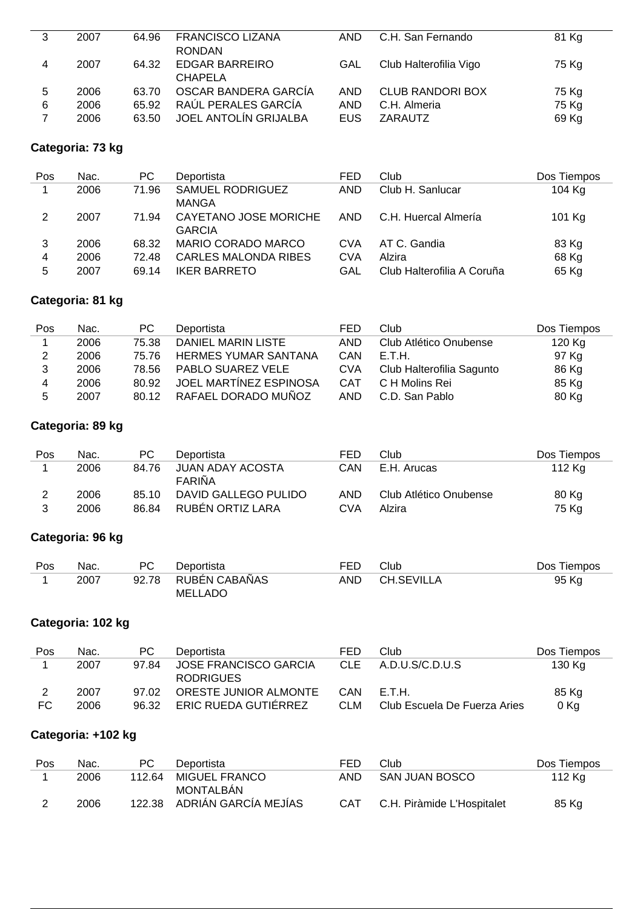| Pos | Nac. | PC | Deportista | FED | Club | Dos Tiempos |
|---|---|---|---|---|---|---|
| 3 | 2007 | 64.96 | FRANCISCO LIZANA RONDAN | AND | C.H. San Fernando | 81 Kg |
| 4 | 2007 | 64.32 | EDGAR BARREIRO CHAPELA | GAL | Club Halterofilia Vigo | 75 Kg |
| 5 | 2006 | 63.70 | OSCAR BANDERA GARCÍA | AND | CLUB RANDORI BOX | 75 Kg |
| 6 | 2006 | 65.92 | RAÚL PERALES GARCÍA | AND | C.H. Almeria | 75 Kg |
| 7 | 2006 | 63.50 | JOEL ANTOLÍN GRIJALBA | EUS | ZARAUTZ | 69 Kg |

### Categoria: 73 kg

| Pos | Nac. | PC | Deportista | FED | Club | Dos Tiempos |
|---|---|---|---|---|---|---|
| 1 | 2006 | 71.96 | SAMUEL RODRIGUEZ MANGA | AND | Club H. Sanlucar | 104 Kg |
| 2 | 2007 | 71.94 | CAYETANO JOSE MORICHE GARCIA | AND | C.H. Huercal Almería | 101 Kg |
| 3 | 2006 | 68.32 | MARIO CORADO MARCO | CVA | AT C. Gandia | 83 Kg |
| 4 | 2006 | 72.48 | CARLES MALONDA RIBES | CVA | Alzira | 68 Kg |
| 5 | 2007 | 69.14 | IKER BARRETO | GAL | Club Halterofilia A Coruña | 65 Kg |

### Categoria: 81 kg

| Pos | Nac. | PC | Deportista | FED | Club | Dos Tiempos |
|---|---|---|---|---|---|---|
| 1 | 2006 | 75.38 | DANIEL MARIN LISTE | AND | Club Atlético Onubense | 120 Kg |
| 2 | 2006 | 75.76 | HERMES YUMAR SANTANA | CAN | E.T.H. | 97 Kg |
| 3 | 2006 | 78.56 | PABLO SUAREZ VELE | CVA | Club Halterofilia Sagunto | 86 Kg |
| 4 | 2006 | 80.92 | JOEL MARTÍNEZ ESPINOSA | CAT | C H Molins Rei | 85 Kg |
| 5 | 2007 | 80.12 | RAFAEL DORADO MUÑOZ | AND | C.D. San Pablo | 80 Kg |

### Categoria: 89 kg

| Pos | Nac. | PC | Deportista | FED | Club | Dos Tiempos |
|---|---|---|---|---|---|---|
| 1 | 2006 | 84.76 | JUAN ADAY ACOSTA FARIÑA | CAN | E.H. Arucas | 112 Kg |
| 2 | 2006 | 85.10 | DAVID GALLEGO PULIDO | AND | Club Atlético Onubense | 80 Kg |
| 3 | 2006 | 86.84 | RUBÉN ORTIZ LARA | CVA | Alzira | 75 Kg |

### Categoria: 96 kg

| Pos | Nac. | PC | Deportista | FED | Club | Dos Tiempos |
|---|---|---|---|---|---|---|
| 1 | 2007 | 92.78 | RUBÉN CABAÑAS MELLADO | AND | CH.SEVILLA | 95 Kg |

### Categoria: 102 kg

| Pos | Nac. | PC | Deportista | FED | Club | Dos Tiempos |
|---|---|---|---|---|---|---|
| 1 | 2007 | 97.84 | JOSE FRANCISCO GARCIA RODRIGUES | CLE | A.D.U.S/C.D.U.S | 130 Kg |
| 2 | 2007 | 97.02 | ORESTE JUNIOR ALMONTE | CAN | E.T.H. | 85 Kg |
| FC | 2006 | 96.32 | ERIC RUEDA GUTIÉRREZ | CLM | Club Escuela De Fuerza Aries | 0 Kg |

### Categoria: +102 kg

| Pos | Nac. | PC | Deportista | FED | Club | Dos Tiempos |
|---|---|---|---|---|---|---|
| 1 | 2006 | 112.64 | MIGUEL FRANCO MONTALBÁN | AND | SAN JUAN BOSCO | 112 Kg |
| 2 | 2006 | 122.38 | ADRIÁN GARCÍA MEJÍAS | CAT | C.H. Piràmide L'Hospitalet | 85 Kg |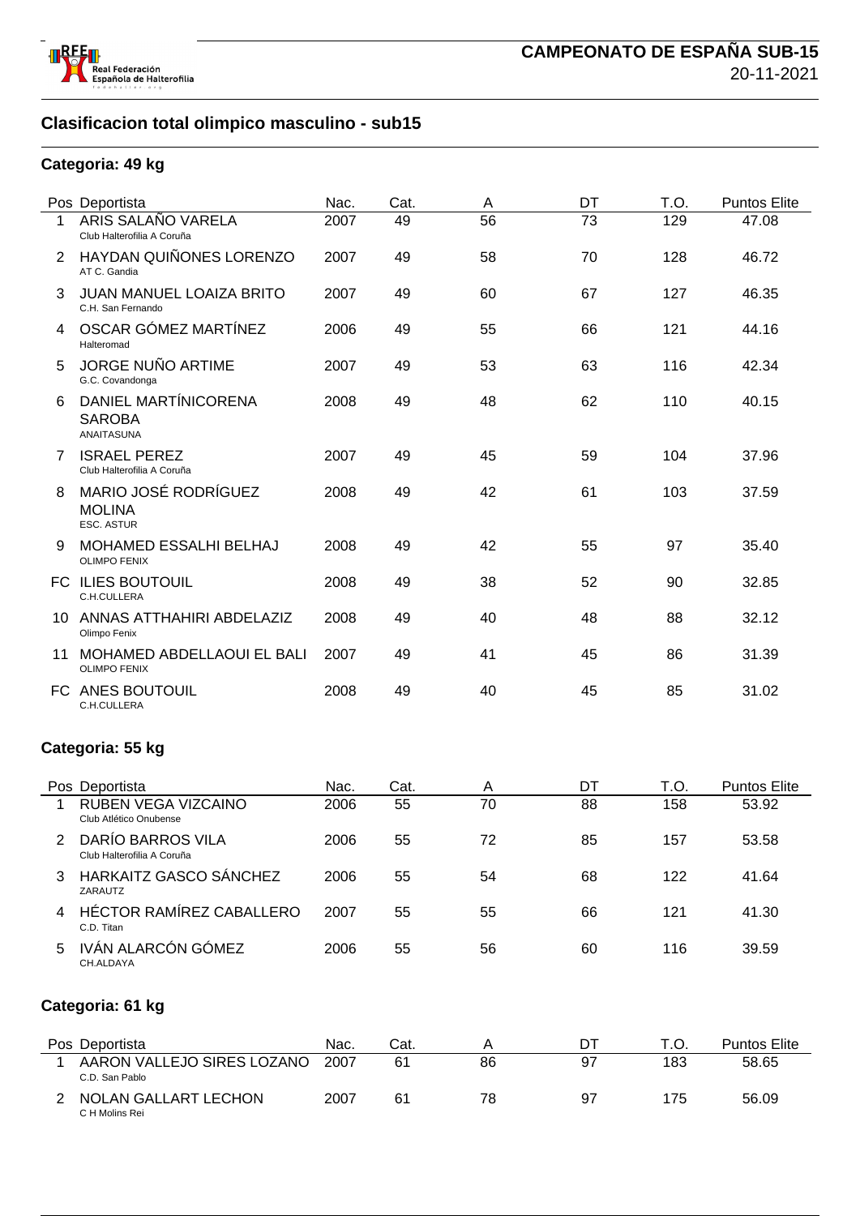# CAMPEONATO DE ESPAÑA SUB-15

20-11-2021

## Clasificacion total olimpico masculino - sub15

### Categoria: 49 kg

| Pos | Deportista | Nac. | Cat. | A | DT | T.O. | Puntos Elite |
|---|---|---|---|---|---|---|---|
| 1 | ARIS SALAÑO VARELA<br>Club Halterofilia A Coruña | 2007 | 49 | 56 | 73 | 129 | 47.08 |
| 2 | HAYDAN QUIÑONES LORENZO<br>AT C. Gandia | 2007 | 49 | 58 | 70 | 128 | 46.72 |
| 3 | JUAN MANUEL LOAIZA BRITO<br>C.H. San Fernando | 2007 | 49 | 60 | 67 | 127 | 46.35 |
| 4 | OSCAR GÓMEZ MARTÍNEZ<br>Halteromad | 2006 | 49 | 55 | 66 | 121 | 44.16 |
| 5 | JORGE NUÑO ARTIME<br>G.C. Covandonga | 2007 | 49 | 53 | 63 | 116 | 42.34 |
| 6 | DANIEL MARTÍNICORENA SAROBA<br>ANAITASUNA | 2008 | 49 | 48 | 62 | 110 | 40.15 |
| 7 | ISRAEL PEREZ<br>Club Halterofilia A Coruña | 2007 | 49 | 45 | 59 | 104 | 37.96 |
| 8 | MARIO JOSÉ RODRÍGUEZ MOLINA<br>ESC. ASTUR | 2008 | 49 | 42 | 61 | 103 | 37.59 |
| 9 | MOHAMED ESSALHI BELHAJ<br>OLIMPO FENIX | 2008 | 49 | 42 | 55 | 97 | 35.40 |
| FC | ILIES BOUTOUIL<br>C.H.CULLERA | 2008 | 49 | 38 | 52 | 90 | 32.85 |
| 10 | ANNAS ATTHAHIRI ABDELAZIZ<br>Olimpo Fenix | 2008 | 49 | 40 | 48 | 88 | 32.12 |
| 11 | MOHAMED ABDELLAOUI EL BALI<br>OLIMPO FENIX | 2007 | 49 | 41 | 45 | 86 | 31.39 |
| FC | ANES BOUTOUIL<br>C.H.CULLERA | 2008 | 49 | 40 | 45 | 85 | 31.02 |

### Categoria: 55 kg

| Pos | Deportista | Nac. | Cat. | A | DT | T.O. | Puntos Elite |
|---|---|---|---|---|---|---|---|
| 1 | RUBEN VEGA VIZCAINO<br>Club Atlético Onubense | 2006 | 55 | 70 | 88 | 158 | 53.92 |
| 2 | DARÍO BARROS VILA<br>Club Halterofilia A Coruña | 2006 | 55 | 72 | 85 | 157 | 53.58 |
| 3 | HARKAITZ GASCO SÁNCHEZ<br>ZARAUTZ | 2006 | 55 | 54 | 68 | 122 | 41.64 |
| 4 | HÉCTOR RAMÍREZ CABALLERO<br>C.D. Titan | 2007 | 55 | 55 | 66 | 121 | 41.30 |
| 5 | IVÁN ALARCÓN GÓMEZ<br>CH.ALDAYA | 2006 | 55 | 56 | 60 | 116 | 39.59 |

### Categoria: 61 kg

| Pos | Deportista | Nac. | Cat. | A | DT | T.O. | Puntos Elite |
|---|---|---|---|---|---|---|---|
| 1 | AARON VALLEJO SIRES LOZANO<br>C.D. San Pablo | 2007 | 61 | 86 | 97 | 183 | 58.65 |
| 2 | NOLAN GALLART LECHON<br>C H Molins Rei | 2007 | 61 | 78 | 97 | 175 | 56.09 |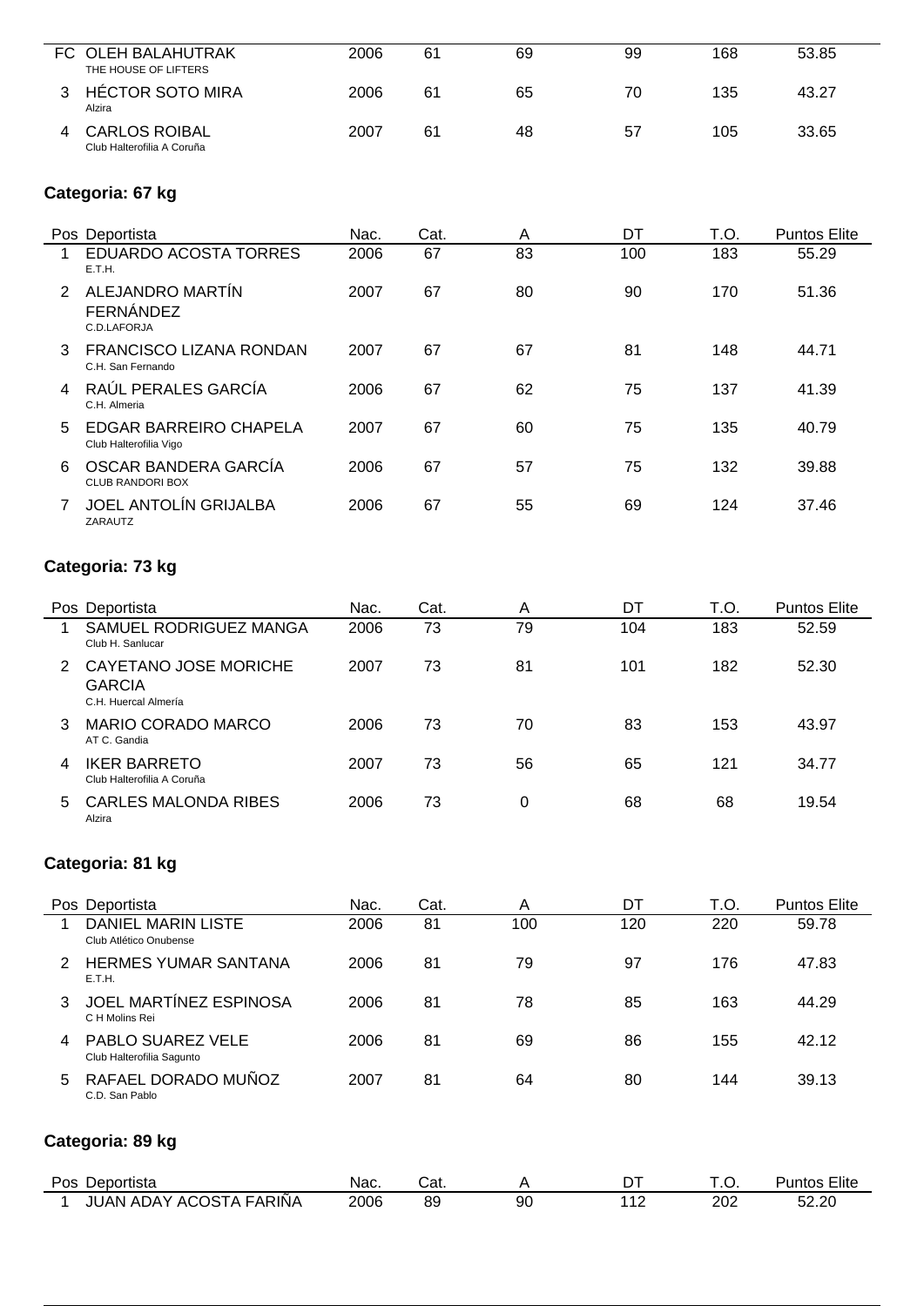| Pos | Deportista | Nac. | Cat. | A | DT | T.O. | Puntos Elite |
|---|---|---|---|---|---|---|---|
| FC | OLEH BALAHUTRAK<br>THE HOUSE OF LIFTERS | 2006 | 61 | 69 | 99 | 168 | 53.85 |
| 3 | HÉCTOR SOTO MIRA<br>Alzira | 2006 | 61 | 65 | 70 | 135 | 43.27 |
| 4 | CARLOS ROIBAL<br>Club Halterofilia A Coruña | 2007 | 61 | 48 | 57 | 105 | 33.65 |

### Categoria: 67 kg

| Pos | Deportista | Nac. | Cat. | A | DT | T.O. | Puntos Elite |
|---|---|---|---|---|---|---|---|
| 1 | EDUARDO ACOSTA TORRES<br>E.T.H. | 2006 | 67 | 83 | 100 | 183 | 55.29 |
| 2 | ALEJANDRO MARTÍN FERNÁNDEZ<br>C.D.LAFORJA | 2007 | 67 | 80 | 90 | 170 | 51.36 |
| 3 | FRANCISCO LIZANA RONDAN<br>C.H. San Fernando | 2007 | 67 | 67 | 81 | 148 | 44.71 |
| 4 | RAÚL PERALES GARCÍA<br>C.H. Almeria | 2006 | 67 | 62 | 75 | 137 | 41.39 |
| 5 | EDGAR BARREIRO CHAPELA<br>Club Halterofilia Vigo | 2007 | 67 | 60 | 75 | 135 | 40.79 |
| 6 | OSCAR BANDERA GARCÍA<br>CLUB RANDORI BOX | 2006 | 67 | 57 | 75 | 132 | 39.88 |
| 7 | JOEL ANTOLÍN GRIJALBA<br>ZARAUTZ | 2006 | 67 | 55 | 69 | 124 | 37.46 |

### Categoria: 73 kg

| Pos | Deportista | Nac. | Cat. | A | DT | T.O. | Puntos Elite |
|---|---|---|---|---|---|---|---|
| 1 | SAMUEL RODRIGUEZ MANGA<br>Club H. Sanlucar | 2006 | 73 | 79 | 104 | 183 | 52.59 |
| 2 | CAYETANO JOSE MORICHE GARCIA<br>C.H. Huercal Almería | 2007 | 73 | 81 | 101 | 182 | 52.30 |
| 3 | MARIO CORADO MARCO<br>AT C. Gandia | 2006 | 73 | 70 | 83 | 153 | 43.97 |
| 4 | IKER BARRETO<br>Club Halterofilia A Coruña | 2007 | 73 | 56 | 65 | 121 | 34.77 |
| 5 | CARLES MALONDA RIBES<br>Alzira | 2006 | 73 | 0 | 68 | 68 | 19.54 |

### Categoria: 81 kg

| Pos | Deportista | Nac. | Cat. | A | DT | T.O. | Puntos Elite |
|---|---|---|---|---|---|---|---|
| 1 | DANIEL MARIN LISTE<br>Club Atlético Onubense | 2006 | 81 | 100 | 120 | 220 | 59.78 |
| 2 | HERMES YUMAR SANTANA<br>E.T.H. | 2006 | 81 | 79 | 97 | 176 | 47.83 |
| 3 | JOEL MARTÍNEZ ESPINOSA<br>C H Molins Rei | 2006 | 81 | 78 | 85 | 163 | 44.29 |
| 4 | PABLO SUAREZ VELE<br>Club Halterofilia Sagunto | 2006 | 81 | 69 | 86 | 155 | 42.12 |
| 5 | RAFAEL DORADO MUÑOZ<br>C.D. San Pablo | 2007 | 81 | 64 | 80 | 144 | 39.13 |

### Categoria: 89 kg

| Pos | Deportista | Nac. | Cat. | A | DT | T.O. | Puntos Elite |
|---|---|---|---|---|---|---|---|
| 1 | JUAN ADAY ACOSTA FARIÑA | 2006 | 89 | 90 | 112 | 202 | 52.20 |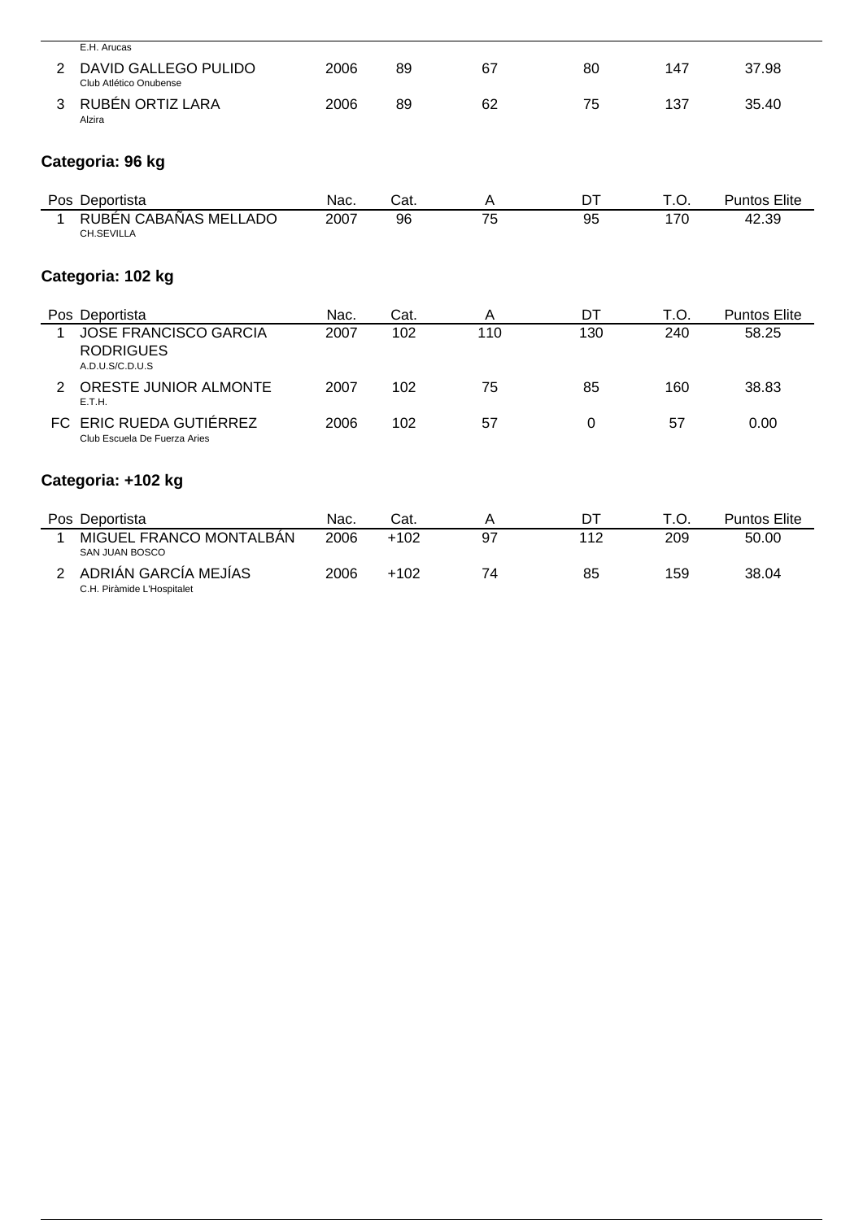| Pos | Deportista | Nac. | Cat. | A | DT | T.O. | Puntos Elite |
|---|---|---|---|---|---|---|---|
| | E.H. Arucas | | | | | | |
| 2 | DAVID GALLEGO PULIDO<br>Club Atlético Onubense | 2006 | 89 | 67 | 80 | 147 | 37.98 |
| 3 | RUBÉN ORTIZ LARA<br>Alzira | 2006 | 89 | 62 | 75 | 137 | 35.40 |

## Categoria: 96 kg

| Pos | Deportista | Nac. | Cat. | A | DT | T.O. | Puntos Elite |
|---|---|---|---|---|---|---|---|
| 1 | RUBÉN CABAÑAS MELLADO<br>CH.SEVILLA | 2007 | 96 | 75 | 95 | 170 | 42.39 |

## Categoria: 102 kg

| Pos | Deportista | Nac. | Cat. | A | DT | T.O. | Puntos Elite |
|---|---|---|---|---|---|---|---|
| 1 | JOSE FRANCISCO GARCIA RODRIGUES<br>A.D.U.S/C.D.U.S | 2007 | 102 | 110 | 130 | 240 | 58.25 |
| 2 | ORESTE JUNIOR ALMONTE<br>E.T.H. | 2007 | 102 | 75 | 85 | 160 | 38.83 |
| FC | ERIC RUEDA GUTIÉRREZ<br>Club Escuela De Fuerza Aries | 2006 | 102 | 57 | 0 | 57 | 0.00 |

## Categoria: +102 kg

| Pos | Deportista | Nac. | Cat. | A | DT | T.O. | Puntos Elite |
|---|---|---|---|---|---|---|---|
| 1 | MIGUEL FRANCO MONTALBÁN<br>SAN JUAN BOSCO | 2006 | +102 | 97 | 112 | 209 | 50.00 |
| 2 | ADRIÁN GARCÍA MEJÍAS<br>C.H. Piràmide L'Hospitalet | 2006 | +102 | 74 | 85 | 159 | 38.04 |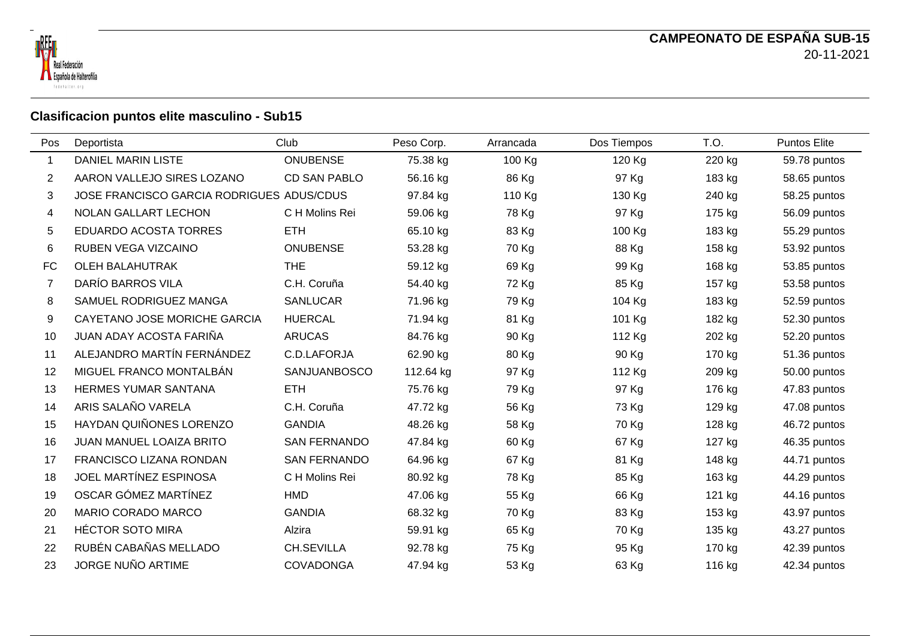## CAMPEONATO DE ESPAÑA SUB-15

20-11-2021

### Clasificacion puntos elite masculino - Sub15

| Pos | Deportista | Club | Peso Corp. | Arrancada | Dos Tiempos | T.O. | Puntos Elite |
|---|---|---|---|---|---|---|---|
| 1 | DANIEL MARIN LISTE | ONUBENSE | 75.38 kg | 100 Kg | 120 Kg | 220 kg | 59.78 puntos |
| 2 | AARON VALLEJO SIRES LOZANO | CD SAN PABLO | 56.16 kg | 86 Kg | 97 Kg | 183 kg | 58.65 puntos |
| 3 | JOSE FRANCISCO GARCIA RODRIGUES | ADUS/CDUS | 97.84 kg | 110 Kg | 130 Kg | 240 kg | 58.25 puntos |
| 4 | NOLAN GALLART LECHON | C H Molins Rei | 59.06 kg | 78 Kg | 97 Kg | 175 kg | 56.09 puntos |
| 5 | EDUARDO ACOSTA TORRES | ETH | 65.10 kg | 83 Kg | 100 Kg | 183 kg | 55.29 puntos |
| 6 | RUBEN VEGA VIZCAINO | ONUBENSE | 53.28 kg | 70 Kg | 88 Kg | 158 kg | 53.92 puntos |
| FC | OLEH BALAHUTRAK | THE | 59.12 kg | 69 Kg | 99 Kg | 168 kg | 53.85 puntos |
| 7 | DARÍO BARROS VILA | C.H. Coruña | 54.40 kg | 72 Kg | 85 Kg | 157 kg | 53.58 puntos |
| 8 | SAMUEL RODRIGUEZ MANGA | SANLUCAR | 71.96 kg | 79 Kg | 104 Kg | 183 kg | 52.59 puntos |
| 9 | CAYETANO JOSE MORICHE GARCIA | HUERCAL | 71.94 kg | 81 Kg | 101 Kg | 182 kg | 52.30 puntos |
| 10 | JUAN ADAY ACOSTA FARIÑA | ARUCAS | 84.76 kg | 90 Kg | 112 Kg | 202 kg | 52.20 puntos |
| 11 | ALEJANDRO MARTÍN FERNÁNDEZ | C.D.LAFORJA | 62.90 kg | 80 Kg | 90 Kg | 170 kg | 51.36 puntos |
| 12 | MIGUEL FRANCO MONTALBÁN | SANJUANBOSCO | 112.64 kg | 97 Kg | 112 Kg | 209 kg | 50.00 puntos |
| 13 | HERMES YUMAR SANTANA | ETH | 75.76 kg | 79 Kg | 97 Kg | 176 kg | 47.83 puntos |
| 14 | ARIS SALAÑO VARELA | C.H. Coruña | 47.72 kg | 56 Kg | 73 Kg | 129 kg | 47.08 puntos |
| 15 | HAYDAN QUIÑONES LORENZO | GANDIA | 48.26 kg | 58 Kg | 70 Kg | 128 kg | 46.72 puntos |
| 16 | JUAN MANUEL LOAIZA BRITO | SAN FERNANDO | 47.84 kg | 60 Kg | 67 Kg | 127 kg | 46.35 puntos |
| 17 | FRANCISCO LIZANA RONDAN | SAN FERNANDO | 64.96 kg | 67 Kg | 81 Kg | 148 kg | 44.71 puntos |
| 18 | JOEL MARTÍNEZ ESPINOSA | C H Molins Rei | 80.92 kg | 78 Kg | 85 Kg | 163 kg | 44.29 puntos |
| 19 | OSCAR GÓMEZ MARTÍNEZ | HMD | 47.06 kg | 55 Kg | 66 Kg | 121 kg | 44.16 puntos |
| 20 | MARIO CORADO MARCO | GANDIA | 68.32 kg | 70 Kg | 83 Kg | 153 kg | 43.97 puntos |
| 21 | HÉCTOR SOTO MIRA | Alzira | 59.91 kg | 65 Kg | 70 Kg | 135 kg | 43.27 puntos |
| 22 | RUBÉN CABAÑAS MELLADO | CH.SEVILLA | 92.78 kg | 75 Kg | 95 Kg | 170 kg | 42.39 puntos |
| 23 | JORGE NUÑO ARTIME | COVADONGA | 47.94 kg | 53 Kg | 63 Kg | 116 kg | 42.34 puntos |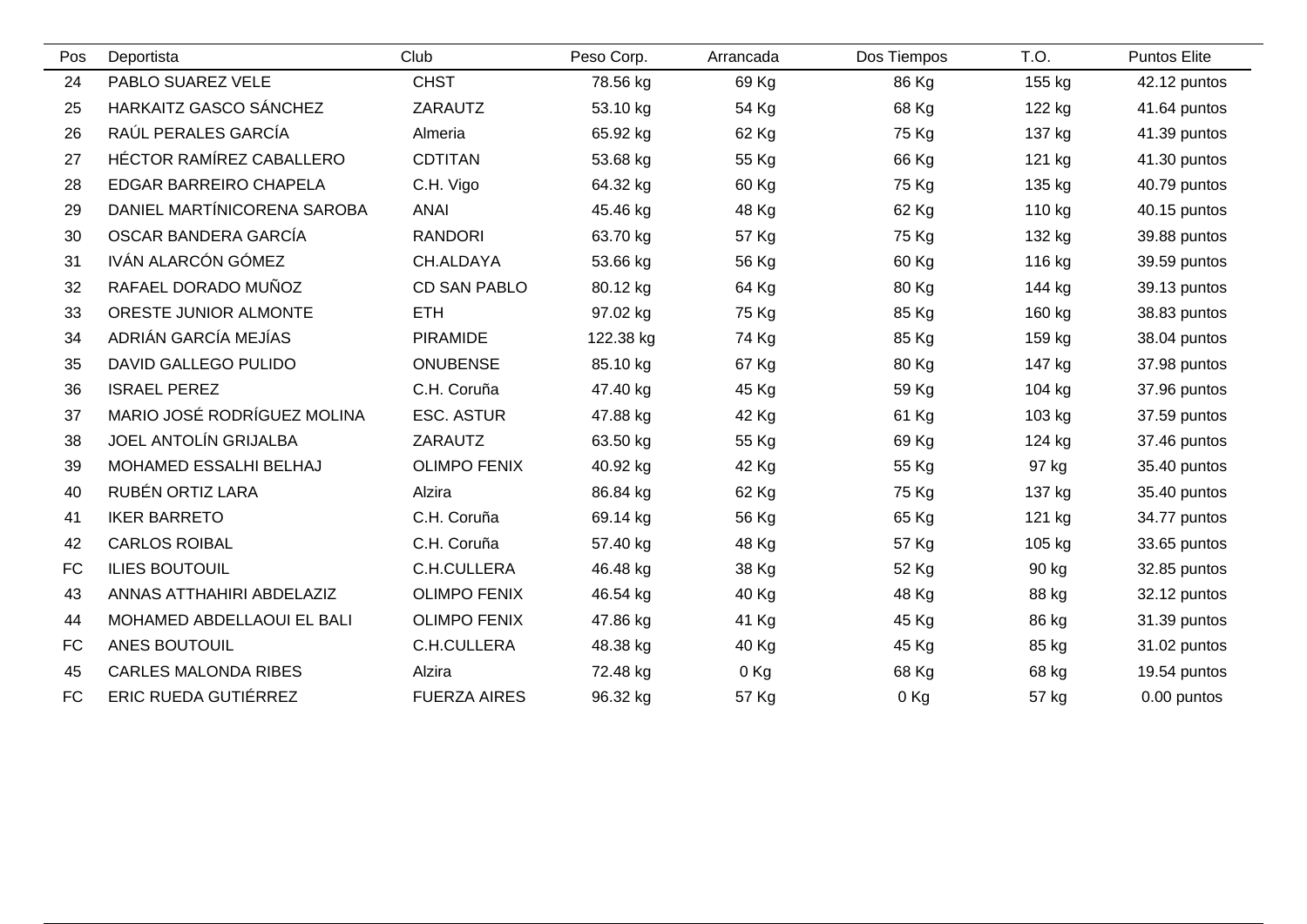| Pos | Deportista | Club | Peso Corp. | Arrancada | Dos Tiempos | T.O. | Puntos Elite |
|---|---|---|---|---|---|---|---|
| 24 | PABLO SUAREZ VELE | CHST | 78.56 kg | 69 Kg | 86 Kg | 155 kg | 42.12 puntos |
| 25 | HARKAITZ GASCO SÁNCHEZ | ZARAUTZ | 53.10 kg | 54 Kg | 68 Kg | 122 kg | 41.64 puntos |
| 26 | RAÚL PERALES GARCÍA | Almeria | 65.92 kg | 62 Kg | 75 Kg | 137 kg | 41.39 puntos |
| 27 | HÉCTOR RAMÍREZ CABALLERO | CDTITAN | 53.68 kg | 55 Kg | 66 Kg | 121 kg | 41.30 puntos |
| 28 | EDGAR BARREIRO CHAPELA | C.H. Vigo | 64.32 kg | 60 Kg | 75 Kg | 135 kg | 40.79 puntos |
| 29 | DANIEL MARTÍNICORENA SAROBA | ANAI | 45.46 kg | 48 Kg | 62 Kg | 110 kg | 40.15 puntos |
| 30 | OSCAR BANDERA GARCÍA | RANDORI | 63.70 kg | 57 Kg | 75 Kg | 132 kg | 39.88 puntos |
| 31 | IVÁN ALARCÓN GÓMEZ | CH.ALDAYA | 53.66 kg | 56 Kg | 60 Kg | 116 kg | 39.59 puntos |
| 32 | RAFAEL DORADO MUÑOZ | CD SAN PABLO | 80.12 kg | 64 Kg | 80 Kg | 144 kg | 39.13 puntos |
| 33 | ORESTE JUNIOR ALMONTE | ETH | 97.02 kg | 75 Kg | 85 Kg | 160 kg | 38.83 puntos |
| 34 | ADRIÁN GARCÍA MEJÍAS | PIRAMIDE | 122.38 kg | 74 Kg | 85 Kg | 159 kg | 38.04 puntos |
| 35 | DAVID GALLEGO PULIDO | ONUBENSE | 85.10 kg | 67 Kg | 80 Kg | 147 kg | 37.98 puntos |
| 36 | ISRAEL PEREZ | C.H. Coruña | 47.40 kg | 45 Kg | 59 Kg | 104 kg | 37.96 puntos |
| 37 | MARIO JOSÉ RODRÍGUEZ MOLINA | ESC. ASTUR | 47.88 kg | 42 Kg | 61 Kg | 103 kg | 37.59 puntos |
| 38 | JOEL ANTOLÍN GRIJALBA | ZARAUTZ | 63.50 kg | 55 Kg | 69 Kg | 124 kg | 37.46 puntos |
| 39 | MOHAMED ESSALHI BELHAJ | OLIMPO FENIX | 40.92 kg | 42 Kg | 55 Kg | 97 kg | 35.40 puntos |
| 40 | RUBÉN ORTIZ LARA | Alzira | 86.84 kg | 62 Kg | 75 Kg | 137 kg | 35.40 puntos |
| 41 | IKER BARRETO | C.H. Coruña | 69.14 kg | 56 Kg | 65 Kg | 121 kg | 34.77 puntos |
| 42 | CARLOS ROIBAL | C.H. Coruña | 57.40 kg | 48 Kg | 57 Kg | 105 kg | 33.65 puntos |
| FC | ILIES BOUTOUIL | C.H.CULLERA | 46.48 kg | 38 Kg | 52 Kg | 90 kg | 32.85 puntos |
| 43 | ANNAS ATTHAHIRI ABDELAZIZ | OLIMPO FENIX | 46.54 kg | 40 Kg | 48 Kg | 88 kg | 32.12 puntos |
| 44 | MOHAMED ABDELLAOUI EL BALI | OLIMPO FENIX | 47.86 kg | 41 Kg | 45 Kg | 86 kg | 31.39 puntos |
| FC | ANES BOUTOUIL | C.H.CULLERA | 48.38 kg | 40 Kg | 45 Kg | 85 kg | 31.02 puntos |
| 45 | CARLES MALONDA RIBES | Alzira | 72.48 kg | 0 Kg | 68 Kg | 68 kg | 19.54 puntos |
| FC | ERIC RUEDA GUTIÉRREZ | FUERZA AIRES | 96.32 kg | 57 Kg | 0 Kg | 57 kg | 0.00 puntos |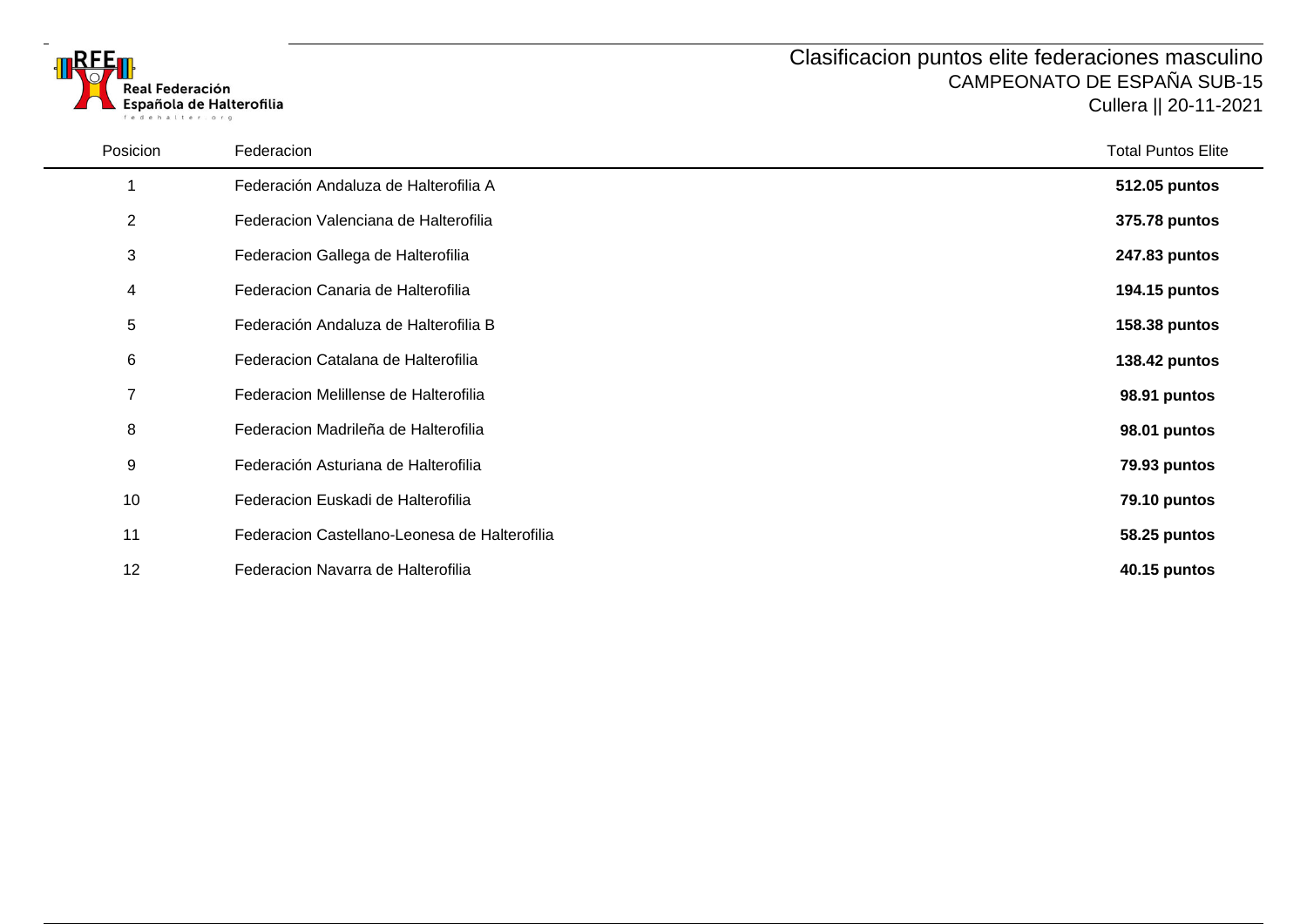Real Federación Española de Halterofilia

fedehalter.org

# Clasificacion puntos elite federaciones masculino

## CAMPEONATO DE ESPAÑA SUB-15

Cullera || 20-11-2021

| Posicion | Federacion | Total Puntos Elite |
|---|---|---|
| 1 | Federación Andaluza de Halterofilia A | **512.05 puntos** |
| 2 | Federacion Valenciana de Halterofilia | **375.78 puntos** |
| 3 | Federacion Gallega de Halterofilia | **247.83 puntos** |
| 4 | Federacion Canaria de Halterofilia | **194.15 puntos** |
| 5 | Federación Andaluza de Halterofilia B | **158.38 puntos** |
| 6 | Federacion Catalana de Halterofilia | **138.42 puntos** |
| 7 | Federacion Melillense de Halterofilia | **98.91 puntos** |
| 8 | Federacion Madrileña de Halterofilia | **98.01 puntos** |
| 9 | Federación Asturiana de Halterofilia | **79.93 puntos** |
| 10 | Federacion Euskadi de Halterofilia | **79.10 puntos** |
| 11 | Federacion Castellano-Leonesa de Halterofilia | **58.25 puntos** |
| 12 | Federacion Navarra de Halterofilia | **40.15 puntos** |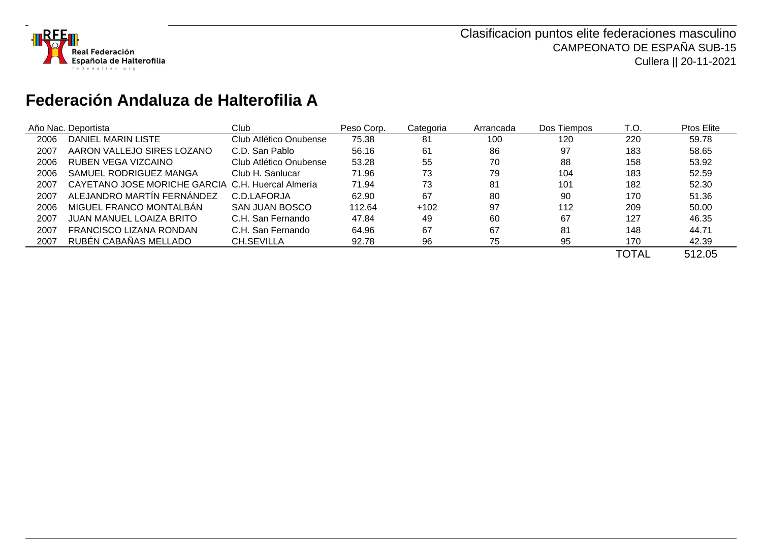Clasificacion puntos elite federaciones masculino
CAMPEONATO DE ESPAÑA SUB-15
Cullera || 20-11-2021

## Federación Andaluza de Halterofilia A

| Año Nac. | Deportista | Club | Peso Corp. | Categoria | Arrancada | Dos Tiempos | T.O. | Ptos Elite |
|---|---|---|---|---|---|---|---|---|
| 2006 | DANIEL MARIN LISTE | Club Atlético Onubense | 75.38 | 81 | 100 | 120 | 220 | 59.78 |
| 2007 | AARON VALLEJO SIRES LOZANO | C.D. San Pablo | 56.16 | 61 | 86 | 97 | 183 | 58.65 |
| 2006 | RUBEN VEGA VIZCAINO | Club Atlético Onubense | 53.28 | 55 | 70 | 88 | 158 | 53.92 |
| 2006 | SAMUEL RODRIGUEZ MANGA | Club H. Sanlucar | 71.96 | 73 | 79 | 104 | 183 | 52.59 |
| 2007 | CAYETANO JOSE MORICHE GARCIA | C.H. Huercal Almería | 71.94 | 73 | 81 | 101 | 182 | 52.30 |
| 2007 | ALEJANDRO MARTÍN FERNÁNDEZ | C.D.LAFORJA | 62.90 | 67 | 80 | 90 | 170 | 51.36 |
| 2006 | MIGUEL FRANCO MONTALBÁN | SAN JUAN BOSCO | 112.64 | +102 | 97 | 112 | 209 | 50.00 |
| 2007 | JUAN MANUEL LOAIZA BRITO | C.H. San Fernando | 47.84 | 49 | 60 | 67 | 127 | 46.35 |
| 2007 | FRANCISCO LIZANA RONDAN | C.H. San Fernando | 64.96 | 67 | 67 | 81 | 148 | 44.71 |
| 2007 | RUBÉN CABAÑAS MELLADO | CH.SEVILLA | 92.78 | 96 | 75 | 95 | 170 | 42.39 |
| | | | | | | | TOTAL | 512.05 |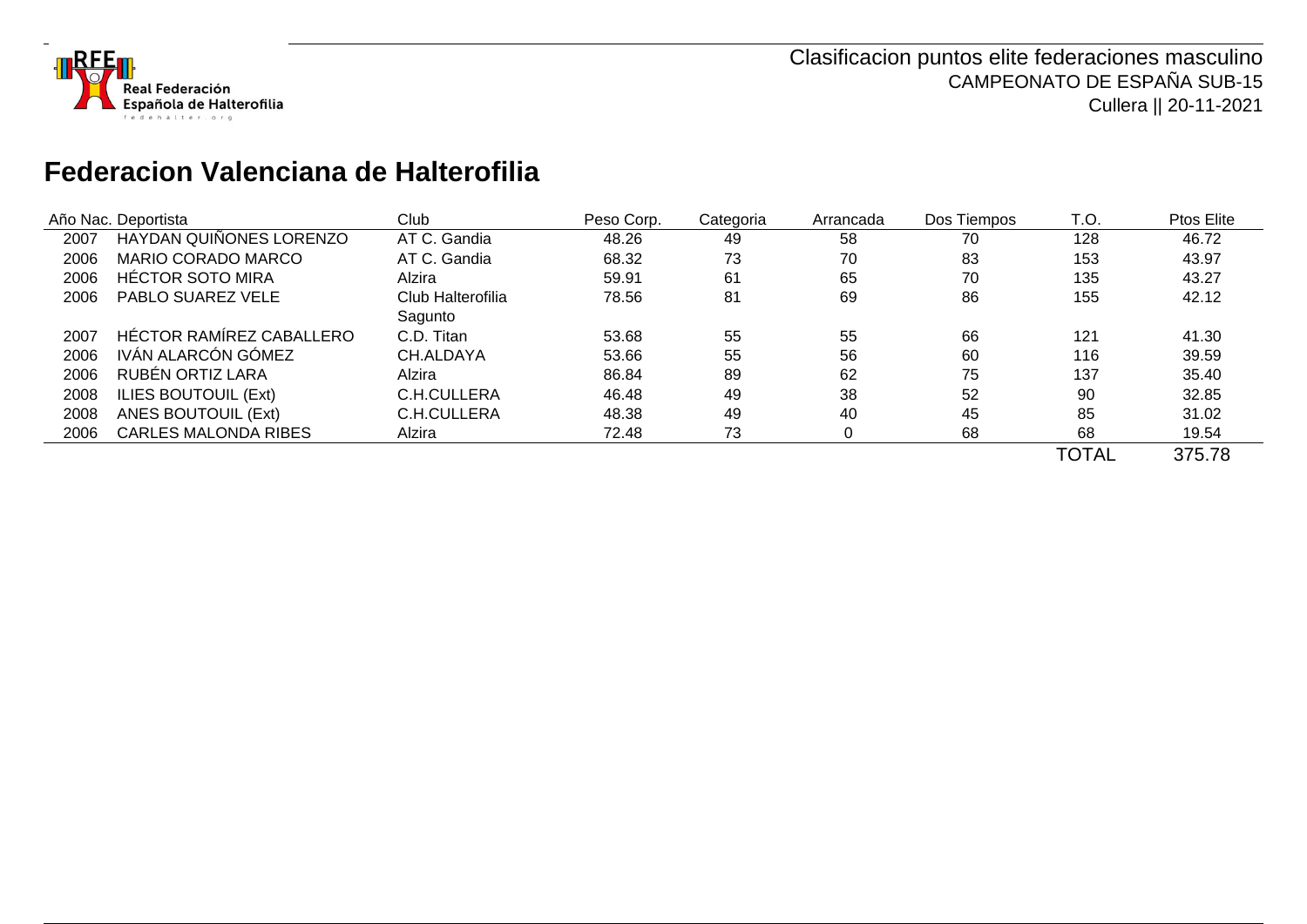Clasificacion puntos elite federaciones masculino
CAMPEONATO DE ESPAÑA SUB-15
Cullera || 20-11-2021

## Federacion Valenciana de Halterofilia

| Año Nac. | Deportista | Club | Peso Corp. | Categoria | Arrancada | Dos Tiempos | T.O. | Ptos Elite |
|---|---|---|---|---|---|---|---|---|
| 2007 | HAYDAN QUIÑONES LORENZO | AT C. Gandia | 48.26 | 49 | 58 | 70 | 128 | 46.72 |
| 2006 | MARIO CORADO MARCO | AT C. Gandia | 68.32 | 73 | 70 | 83 | 153 | 43.97 |
| 2006 | HÉCTOR SOTO MIRA | Alzira | 59.91 | 61 | 65 | 70 | 135 | 43.27 |
| 2006 | PABLO SUAREZ VELE | Club Halterofilia Sagunto | 78.56 | 81 | 69 | 86 | 155 | 42.12 |
| 2007 | HÉCTOR RAMÍREZ CABALLERO | C.D. Titan | 53.68 | 55 | 55 | 66 | 121 | 41.30 |
| 2006 | IVÁN ALARCÓN GÓMEZ | CH.ALDAYA | 53.66 | 55 | 56 | 60 | 116 | 39.59 |
| 2006 | RUBÉN ORTIZ LARA | Alzira | 86.84 | 89 | 62 | 75 | 137 | 35.40 |
| 2008 | ILIES BOUTOUIL (Ext) | C.H.CULLERA | 46.48 | 49 | 38 | 52 | 90 | 32.85 |
| 2008 | ANES BOUTOUIL (Ext) | C.H.CULLERA | 48.38 | 49 | 40 | 45 | 85 | 31.02 |
| 2006 | CARLES MALONDA RIBES | Alzira | 72.48 | 73 | 0 | 68 | 68 | 19.54 |
| | | | | | | | TOTAL | 375.78 |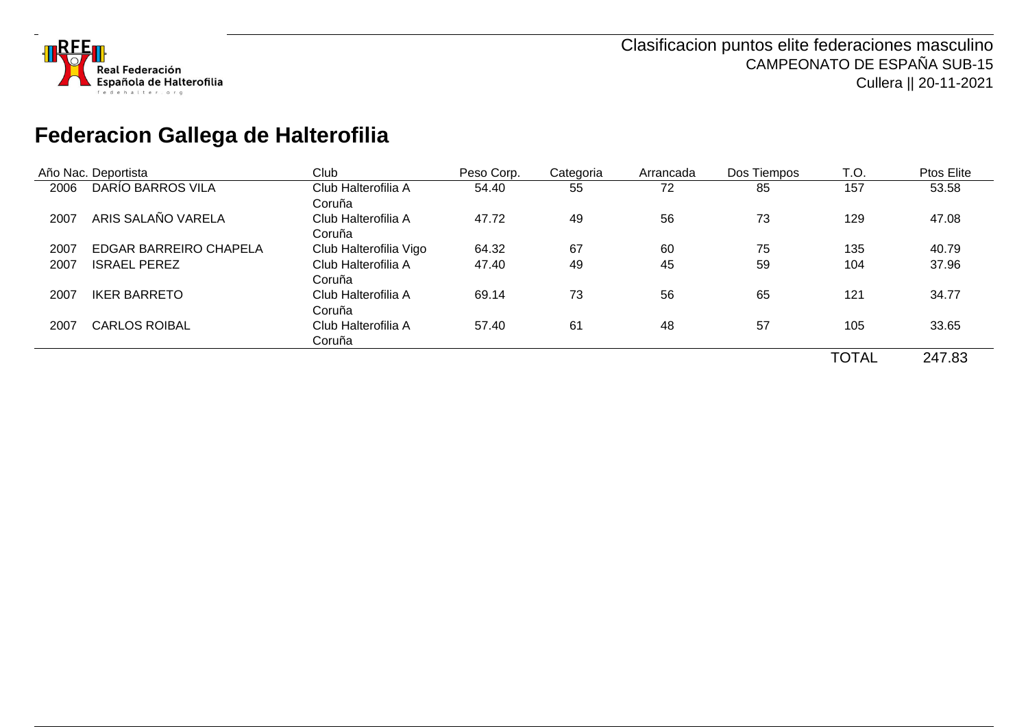Clasificacion puntos elite federaciones masculino
CAMPEONATO DE ESPAÑA SUB-15
Cullera || 20-11-2021

# Federacion Gallega de Halterofilia

| Año Nac. | Deportista | Club | Peso Corp. | Categoria | Arrancada | Dos Tiempos | T.O. | Ptos Elite |
|---|---|---|---|---|---|---|---|---|
| 2006 | DARÍO BARROS VILA | Club Halterofilia A Coruña | 54.40 | 55 | 72 | 85 | 157 | 53.58 |
| 2007 | ARIS SALAÑO VARELA | Club Halterofilia A Coruña | 47.72 | 49 | 56 | 73 | 129 | 47.08 |
| 2007 | EDGAR BARREIRO CHAPELA | Club Halterofilia Vigo | 64.32 | 67 | 60 | 75 | 135 | 40.79 |
| 2007 | ISRAEL PEREZ | Club Halterofilia A Coruña | 47.40 | 49 | 45 | 59 | 104 | 37.96 |
| 2007 | IKER BARRETO | Club Halterofilia A Coruña | 69.14 | 73 | 56 | 65 | 121 | 34.77 |
| 2007 | CARLOS ROIBAL | Club Halterofilia A Coruña | 57.40 | 61 | 48 | 57 | 105 | 33.65 |
| | | | | | | | TOTAL | 247.83 |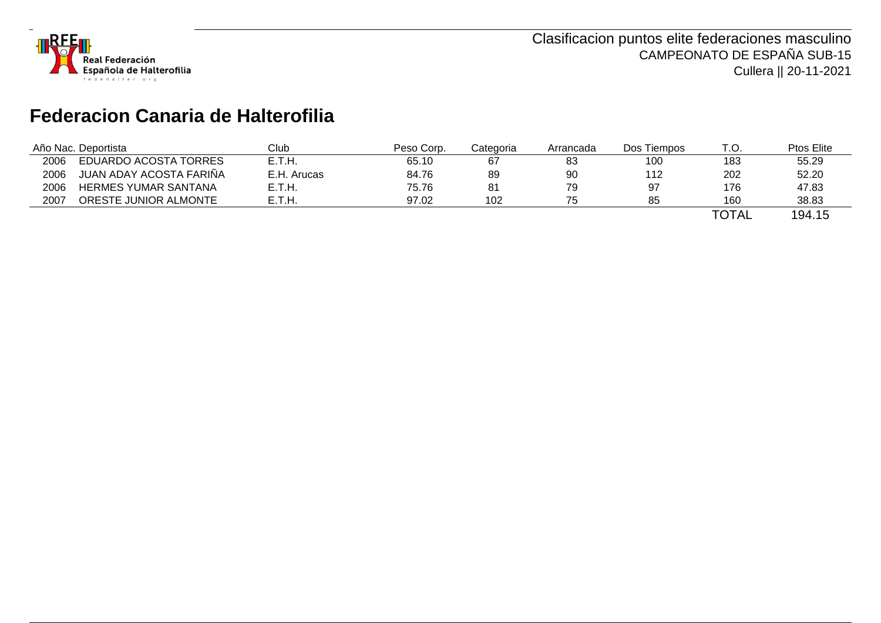Real Federación Española de Halterofilia

Clasificacion puntos elite federaciones masculino
CAMPEONATO DE ESPAÑA SUB-15
Cullera || 20-11-2021

# Federacion Canaria de Halterofilia

| Año Nac. | Deportista | Club | Peso Corp. | Categoria | Arrancada | Dos Tiempos | T.O. | Ptos Elite |
|---|---|---|---|---|---|---|---|---|
| 2006 | EDUARDO ACOSTA TORRES | E.T.H. | 65.10 | 67 | 83 | 100 | 183 | 55.29 |
| 2006 | JUAN ADAY ACOSTA FARIÑA | E.H. Arucas | 84.76 | 89 | 90 | 112 | 202 | 52.20 |
| 2006 | HERMES YUMAR SANTANA | E.T.H. | 75.76 | 81 | 79 | 97 | 176 | 47.83 |
| 2007 | ORESTE JUNIOR ALMONTE | E.T.H. | 97.02 | 102 | 75 | 85 | 160 | 38.83 |
| | | | | | | | TOTAL | 194.15 |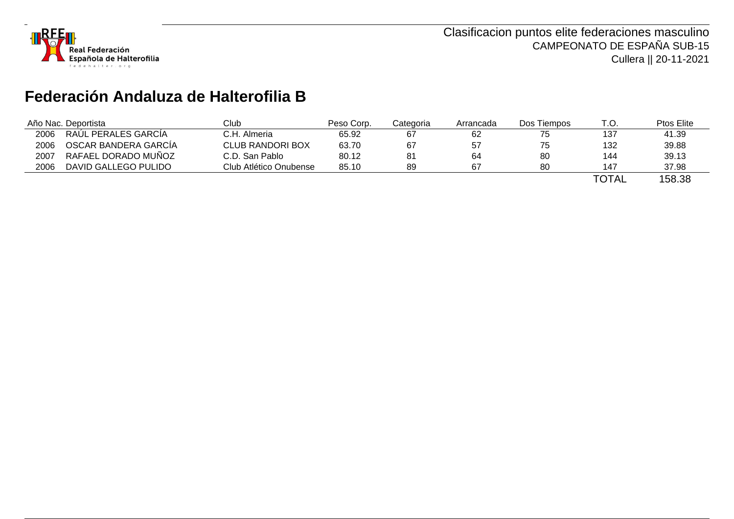Clasificacion puntos elite federaciones masculino
CAMPEONATO DE ESPAÑA SUB-15
Cullera || 20-11-2021

# Federación Andaluza de Halterofilia B

| Año Nac. | Deportista | Club | Peso Corp. | Categoria | Arrancada | Dos Tiempos | T.O. | Ptos Elite |
|---|---|---|---|---|---|---|---|---|
| 2006 | RAÚL PERALES GARCÍA | C.H. Almeria | 65.92 | 67 | 62 | 75 | 137 | 41.39 |
| 2006 | OSCAR BANDERA GARCÍA | CLUB RANDORI BOX | 63.70 | 67 | 57 | 75 | 132 | 39.88 |
| 2007 | RAFAEL DORADO MUÑOZ | C.D. San Pablo | 80.12 | 81 | 64 | 80 | 144 | 39.13 |
| 2006 | DAVID GALLEGO PULIDO | Club Atlético Onubense | 85.10 | 89 | 67 | 80 | 147 | 37.98 |
| | | | | | | | TOTAL | 158.38 |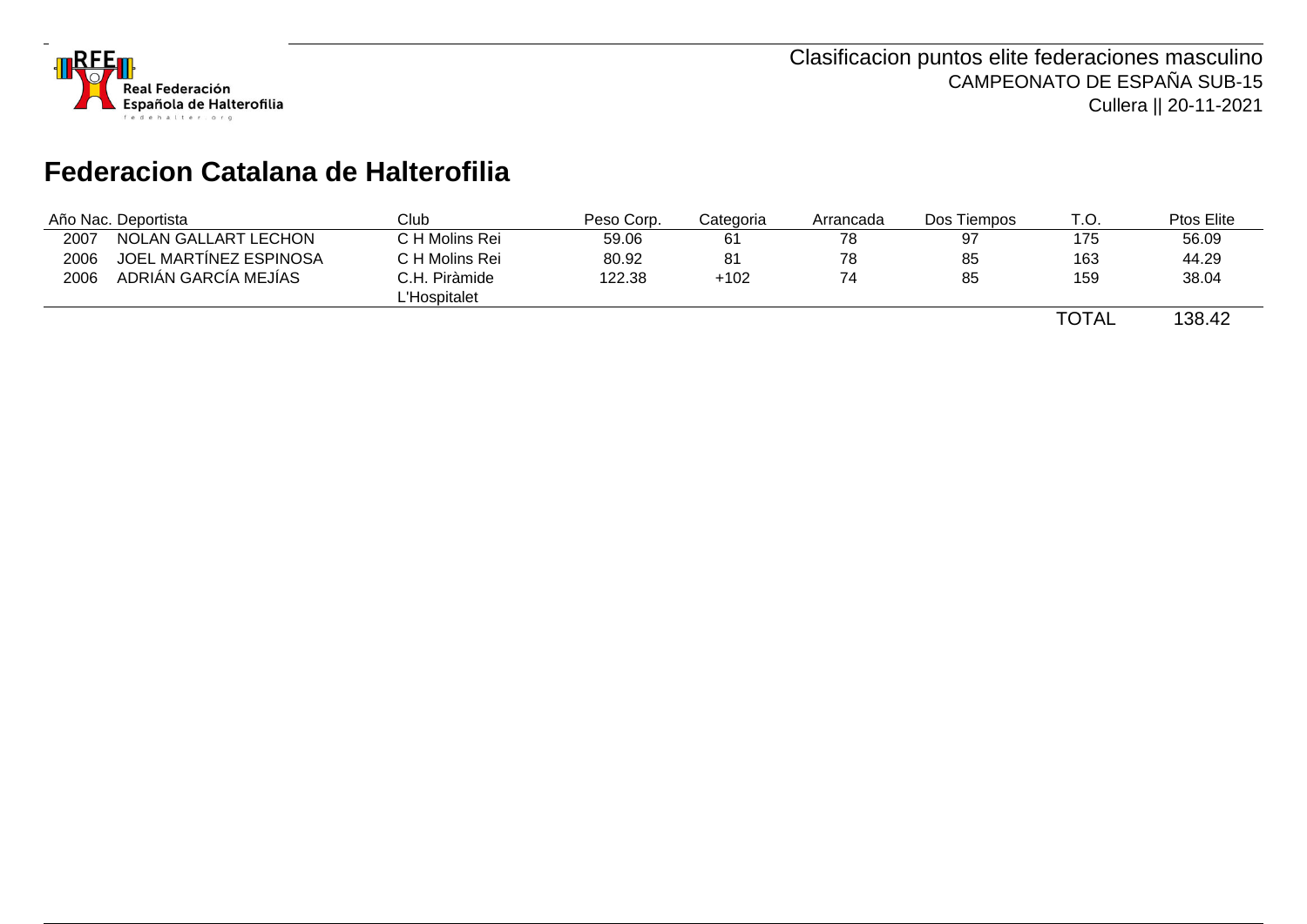Clasificacion puntos elite federaciones masculino

CAMPEONATO DE ESPAÑA SUB-15

Cullera || 20-11-2021

## Federacion Catalana de Halterofilia

| Año Nac. | Deportista | Club | Peso Corp. | Categoria | Arrancada | Dos Tiempos | T.O. | Ptos Elite |
|---|---|---|---|---|---|---|---|---|
| 2007 | NOLAN GALLART LECHON | C H Molins Rei | 59.06 | 61 | 78 | 97 | 175 | 56.09 |
| 2006 | JOEL MARTÍNEZ ESPINOSA | C H Molins Rei | 80.92 | 81 | 78 | 85 | 163 | 44.29 |
| 2006 | ADRIÁN GARCÍA MEJÍAS | C.H. Piràmide L'Hospitalet | 122.38 | +102 | 74 | 85 | 159 | 38.04 |
| | | | | | | | TOTAL | 138.42 |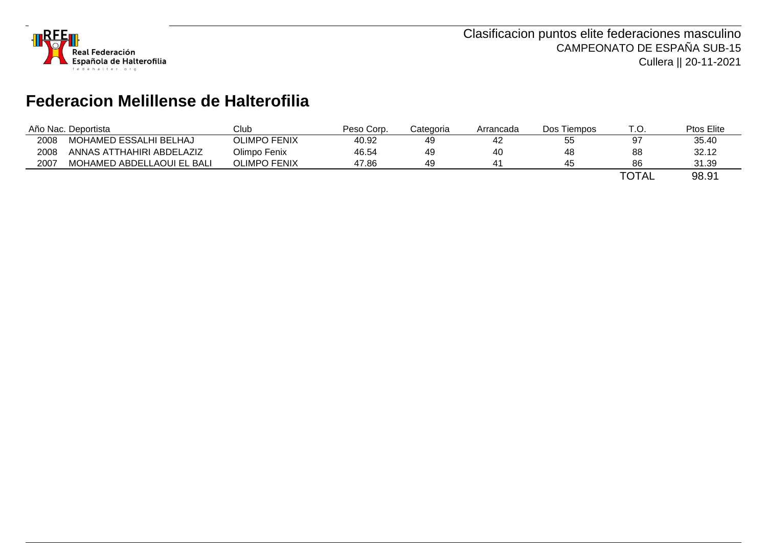Clasificacion puntos elite federaciones masculino

CAMPEONATO DE ESPAÑA SUB-15

Cullera || 20-11-2021

## Federacion Melillense de Halterofilia

| Año Nac. | Deportista | Club | Peso Corp. | Categoria | Arrancada | Dos Tiempos | T.O. | Ptos Elite |
|---|---|---|---|---|---|---|---|---|
| 2008 | MOHAMED ESSALHI BELHAJ | OLIMPO FENIX | 40.92 | 49 | 42 | 55 | 97 | 35.40 |
| 2008 | ANNAS ATTHAHIRI ABDELAZIZ | Olimpo Fenix | 46.54 | 49 | 40 | 48 | 88 | 32.12 |
| 2007 | MOHAMED ABDELLAOUI EL BALI | OLIMPO FENIX | 47.86 | 49 | 41 | 45 | 86 | 31.39 |
| | | | | | | | TOTAL | 98.91 |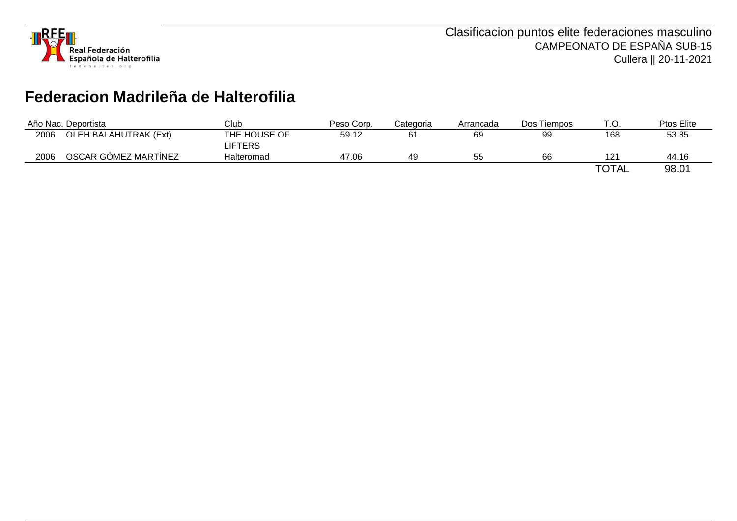Clasificacion puntos elite federaciones masculino
CAMPEONATO DE ESPAÑA SUB-15
Cullera || 20-11-2021

## Federacion Madrileña de Halterofilia

| Año Nac. | Deportista | Club | Peso Corp. | Categoria | Arrancada | Dos Tiempos | T.O. | Ptos Elite |
|---|---|---|---|---|---|---|---|---|
| 2006 | OLEH BALAHUTRAK (Ext) | THE HOUSE OF LIFTERS | 59.12 | 61 | 69 | 99 | 168 | 53.85 |
| 2006 | OSCAR GÓMEZ MARTÍNEZ | Halteromad | 47.06 | 49 | 55 | 66 | 121 | 44.16 |
| | | | | | | | TOTAL | 98.01 |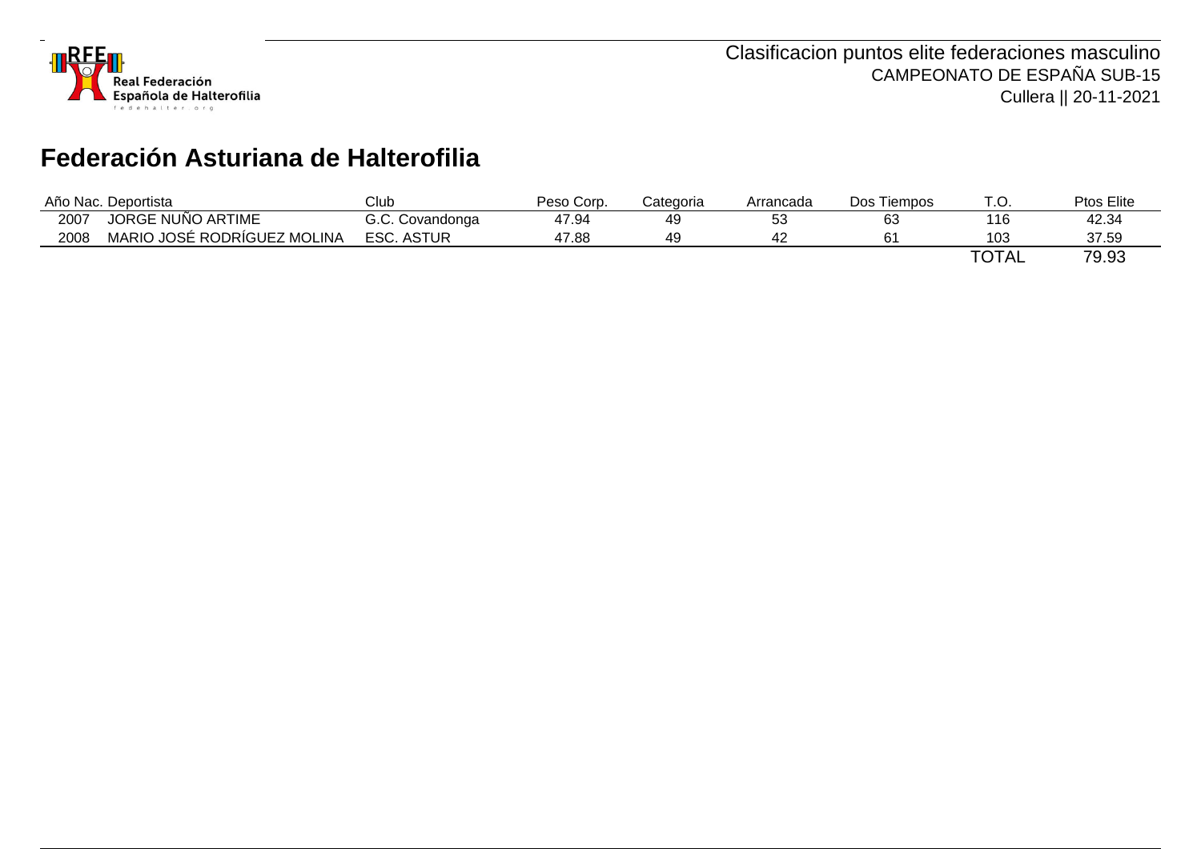Clasificacion puntos elite federaciones masculino
CAMPEONATO DE ESPAÑA SUB-15
Cullera || 20-11-2021

## Federación Asturiana de Halterofilia

| Año Nac. | Deportista | Club | Peso Corp. | Categoria | Arrancada | Dos Tiempos | T.O. | Ptos Elite |
|---|---|---|---|---|---|---|---|---|
| 2007 | JORGE NUÑO ARTIME | G.C. Covandonga | 47.94 | 49 | 53 | 63 | 116 | 42.34 |
| 2008 | MARIO JOSÉ RODRÍGUEZ MOLINA | ESC. ASTUR | 47.88 | 49 | 42 | 61 | 103 | 37.59 |
| | | | | | | | TOTAL | 79.93 |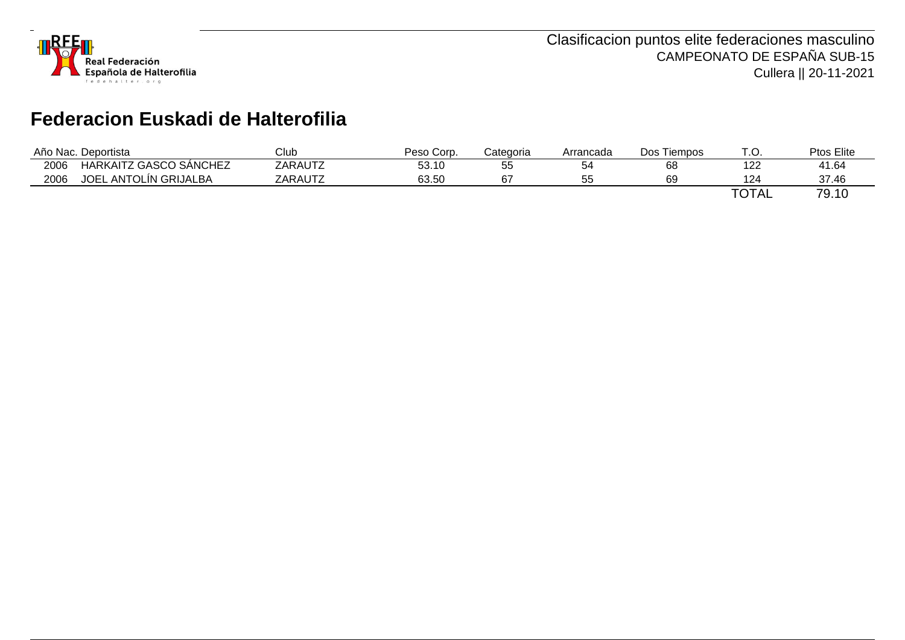Clasificacion puntos elite federaciones masculino
CAMPEONATO DE ESPAÑA SUB-15
Cullera || 20-11-2021

## Federacion Euskadi de Halterofilia

| Año Nac. | Deportista | Club | Peso Corp. | Categoria | Arrancada | Dos Tiempos | T.O. | Ptos Elite |
|---|---|---|---|---|---|---|---|---|
| 2006 | HARKAITZ GASCO SÁNCHEZ | ZARAUTZ | 53.10 | 55 | 54 | 68 | 122 | 41.64 |
| 2006 | JOEL ANTOLÍN GRIJALBA | ZARAUTZ | 63.50 | 67 | 55 | 69 | 124 | 37.46 |
| | | | | | | | TOTAL | 79.10 |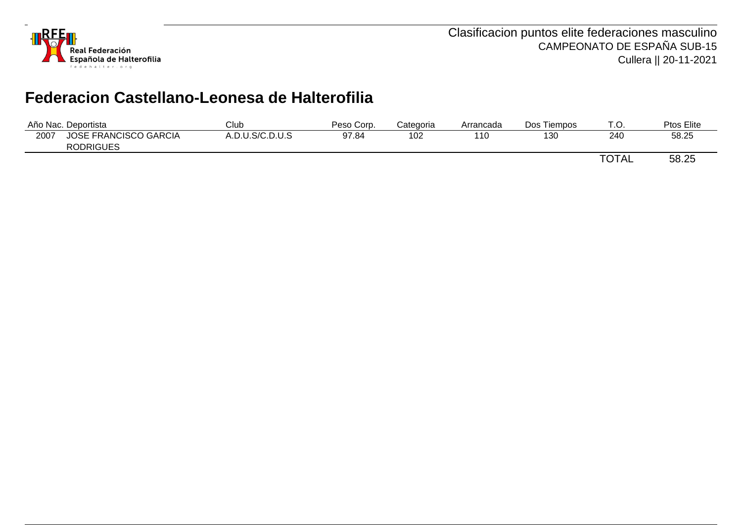Clasificacion puntos elite federaciones masculino
CAMPEONATO DE ESPAÑA SUB-15
Cullera || 20-11-2021

# Federacion Castellano-Leonesa de Halterofilia

| Año Nac. | Deportista | Club | Peso Corp. | Categoria | Arrancada | Dos Tiempos | T.O. | Ptos Elite |
|---|---|---|---|---|---|---|---|---|
| 2007 | JOSE FRANCISCO GARCIA RODRIGUES | A.D.U.S/C.D.U.S | 97.84 | 102 | 110 | 130 | 240 | 58.25 |
| | | | | | | | TOTAL | 58.25 |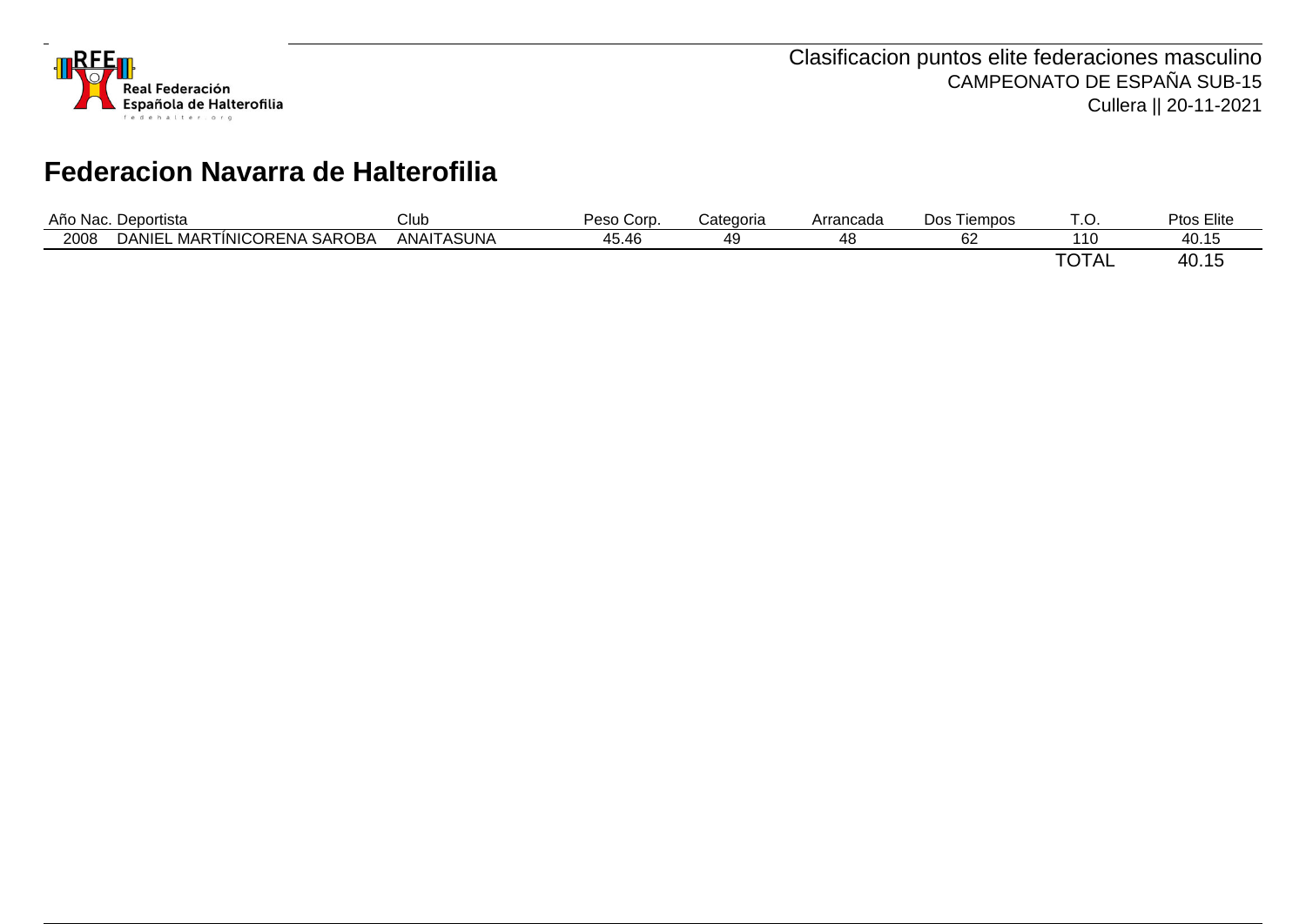Clasificacion puntos elite federaciones masculino
CAMPEONATO DE ESPAÑA SUB-15
Cullera || 20-11-2021

## Federacion Navarra de Halterofilia

| Año Nac. | Deportista | Club | Peso Corp. | Categoria | Arrancada | Dos Tiempos | T.O. | Ptos Elite |
|---|---|---|---|---|---|---|---|---|
| 2008 | DANIEL MARTÍNICORENA SAROBA | ANAITASUNA | 45.46 | 49 | 48 | 62 | 110 | 40.15 |
| | | | | | | | TOTAL | 40.15 |